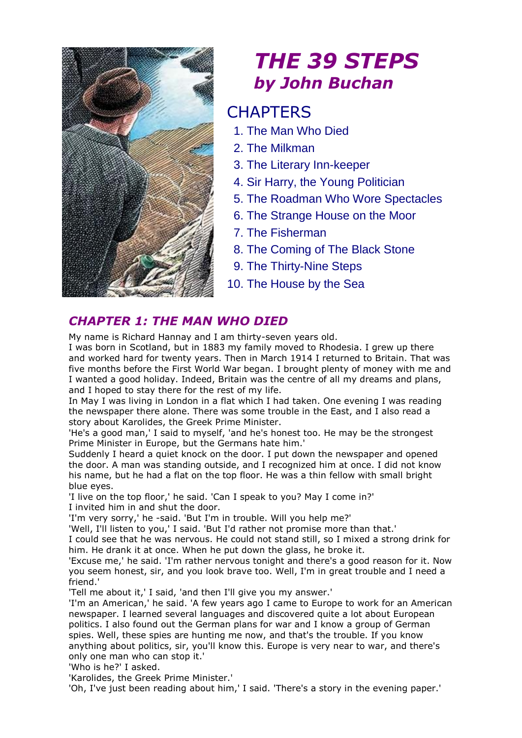# THE 39 STEPS

## by John Buchan

## CHAPTERS

1. The Man Who Died
2. The Milkman
3. The Literary Inn-keeper
4. Sir Harry, the Young Politician
5. The Roadman Who Wore Spectacles
6. The Strange House on the Moor
7. The Fisherman
8. The Coming of The Black Stone
9. The Thirty-Nine Steps
10. The House by the Sea

## *CHAPTER 1: THE MAN WHO DIED*

My name is Richard Hannay and I am thirty-seven years old.

I was born in Scotland, but in 1883 my family moved to Rhodesia. I grew up there and worked hard for twenty years. Then in March 1914 I returned to Britain. That was five months before the First World War began. I brought plenty of money with me and I wanted a good holiday. Indeed, Britain was the centre of all my dreams and plans, and I hoped to stay there for the rest of my life.

In May I was living in London in a flat which I had taken. One evening I was reading the newspaper there alone. There was some trouble in the East, and I also read a story about Karolides, the Greek Prime Minister.

'He's a good man,' I said to myself, 'and he's honest too. He may be the strongest Prime Minister in Europe, but the Germans hate him.'

Suddenly I heard a quiet knock on the door. I put down the newspaper and opened the door. A man was standing outside, and I recognized him at once. I did not know his name, but he had a flat on the top floor. He was a thin fellow with small bright blue eyes.

'I live on the top floor,' he said. 'Can I speak to you? May I come in?'

I invited him in and shut the door.

'I'm very sorry,' he -said. 'But I'm in trouble. Will you help me?'

'Well, I'll listen to you,' I said. 'But I'd rather not promise more than that.'

I could see that he was nervous. He could not stand still, so I mixed a strong drink for him. He drank it at once. When he put down the glass, he broke it.

'Excuse me,' he said. 'I'm rather nervous tonight and there's a good reason for it. Now you seem honest, sir, and you look brave too. Well, I'm in great trouble and I need a friend.'

'Tell me about it,' I said, 'and then I'll give you my answer.'

'I'm an American,' he said. 'A few years ago I came to Europe to work for an American newspaper. I learned several languages and discovered quite a lot about European politics. I also found out the German plans for war and I know a group of German spies. Well, these spies are hunting me now, and that's the trouble. If you know anything about politics, sir, you'll know this. Europe is very near to war, and there's only one man who can stop it.'

'Who is he?' I asked.

'Karolides, the Greek Prime Minister.'

'Oh, I've just been reading about him,' I said. 'There's a story in the evening paper.'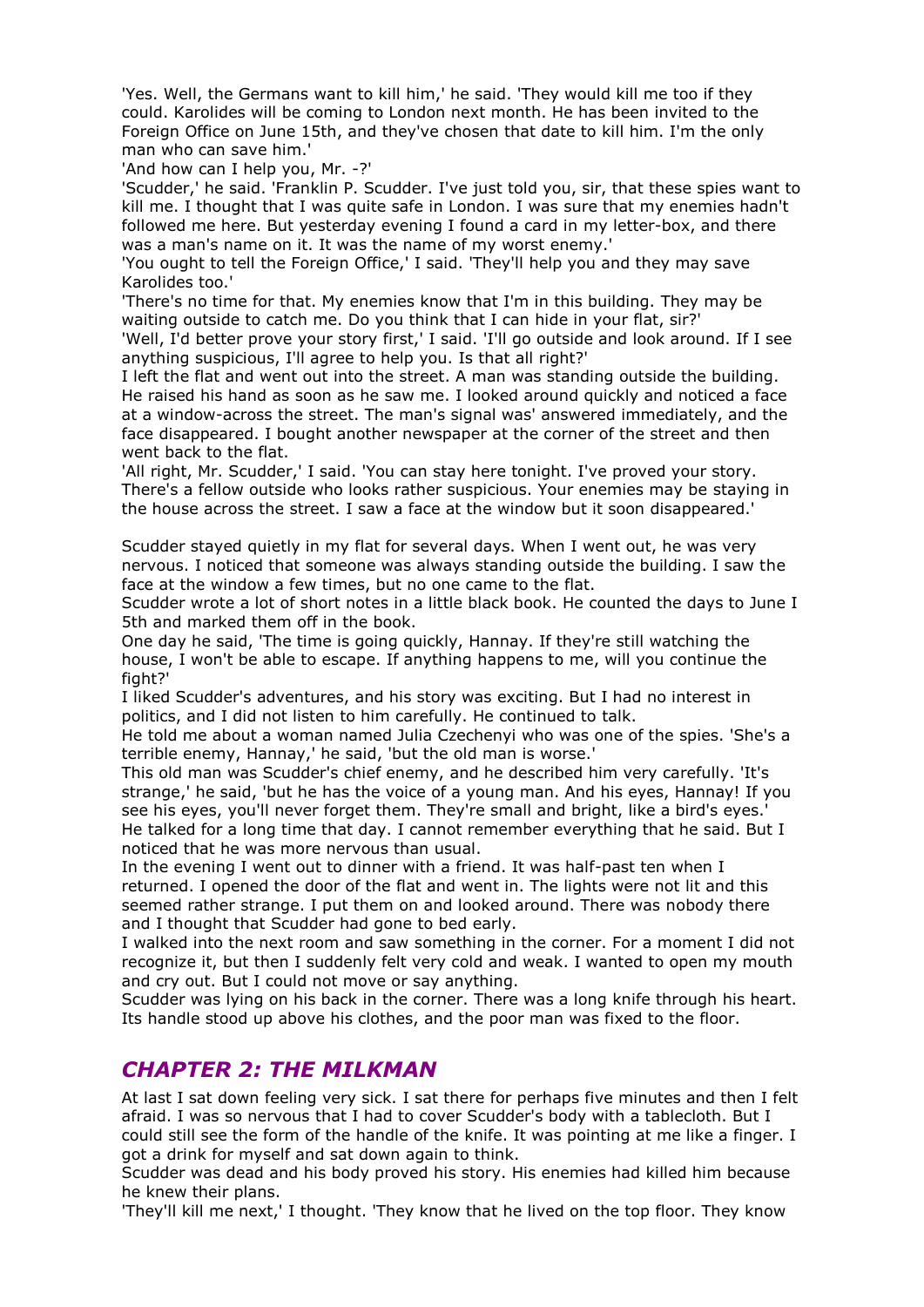'Yes. Well, the Germans want to kill him,' he said. 'They would kill me too if they could. Karolides will be coming to London next month. He has been invited to the Foreign Office on June 15th, and they've chosen that date to kill him. I'm the only man who can save him.'

'And how can I help you, Mr. -?'

'Scudder,' he said. 'Franklin P. Scudder. I've just told you, sir, that these spies want to kill me. I thought that I was quite safe in London. I was sure that my enemies hadn't followed me here. But yesterday evening I found a card in my letter-box, and there was a man's name on it. It was the name of my worst enemy.'

'You ought to tell the Foreign Office,' I said. 'They'll help you and they may save Karolides too.'

'There's no time for that. My enemies know that I'm in this building. They may be waiting outside to catch me. Do you think that I can hide in your flat, sir?'

'Well, I'd better prove your story first,' I said. 'I'll go outside and look around. If I see anything suspicious, I'll agree to help you. Is that all right?'

I left the flat and went out into the street. A man was standing outside the building. He raised his hand as soon as he saw me. I looked around quickly and noticed a face at a window-across the street. The man's signal was' answered immediately, and the face disappeared. I bought another newspaper at the corner of the street and then went back to the flat.

'All right, Mr. Scudder,' I said. 'You can stay here tonight. I've proved your story. There's a fellow outside who looks rather suspicious. Your enemies may be staying in the house across the street. I saw a face at the window but it soon disappeared.'

Scudder stayed quietly in my flat for several days. When I went out, he was very nervous. I noticed that someone was always standing outside the building. I saw the face at the window a few times, but no one came to the flat.

Scudder wrote a lot of short notes in a little black book. He counted the days to June I 5th and marked them off in the book.

One day he said, 'The time is going quickly, Hannay. If they're still watching the house, I won't be able to escape. If anything happens to me, will you continue the fight?'

I liked Scudder's adventures, and his story was exciting. But I had no interest in politics, and I did not listen to him carefully. He continued to talk.

He told me about a woman named Julia Czechenyi who was one of the spies. 'She's a terrible enemy, Hannay,' he said, 'but the old man is worse.'

This old man was Scudder's chief enemy, and he described him very carefully. 'It's strange,' he said, 'but he has the voice of a young man. And his eyes, Hannay! If you see his eyes, you'll never forget them. They're small and bright, like a bird's eyes.'

He talked for a long time that day. I cannot remember everything that he said. But I noticed that he was more nervous than usual.

In the evening I went out to dinner with a friend. It was half-past ten when I returned. I opened the door of the flat and went in. The lights were not lit and this seemed rather strange. I put them on and looked around. There was nobody there and I thought that Scudder had gone to bed early.

I walked into the next room and saw something in the corner. For a moment I did not recognize it, but then I suddenly felt very cold and weak. I wanted to open my mouth and cry out. But I could not move or say anything.

Scudder was lying on his back in the corner. There was a long knife through his heart. Its handle stood up above his clothes, and the poor man was fixed to the floor.

## *CHAPTER 2: THE MILKMAN*

At last I sat down feeling very sick. I sat there for perhaps five minutes and then I felt afraid. I was so nervous that I had to cover Scudder's body with a tablecloth. But I could still see the form of the handle of the knife. It was pointing at me like a finger. I got a drink for myself and sat down again to think.

Scudder was dead and his body proved his story. His enemies had killed him because he knew their plans.

'They'll kill me next,' I thought. 'They know that he lived on the top floor. They know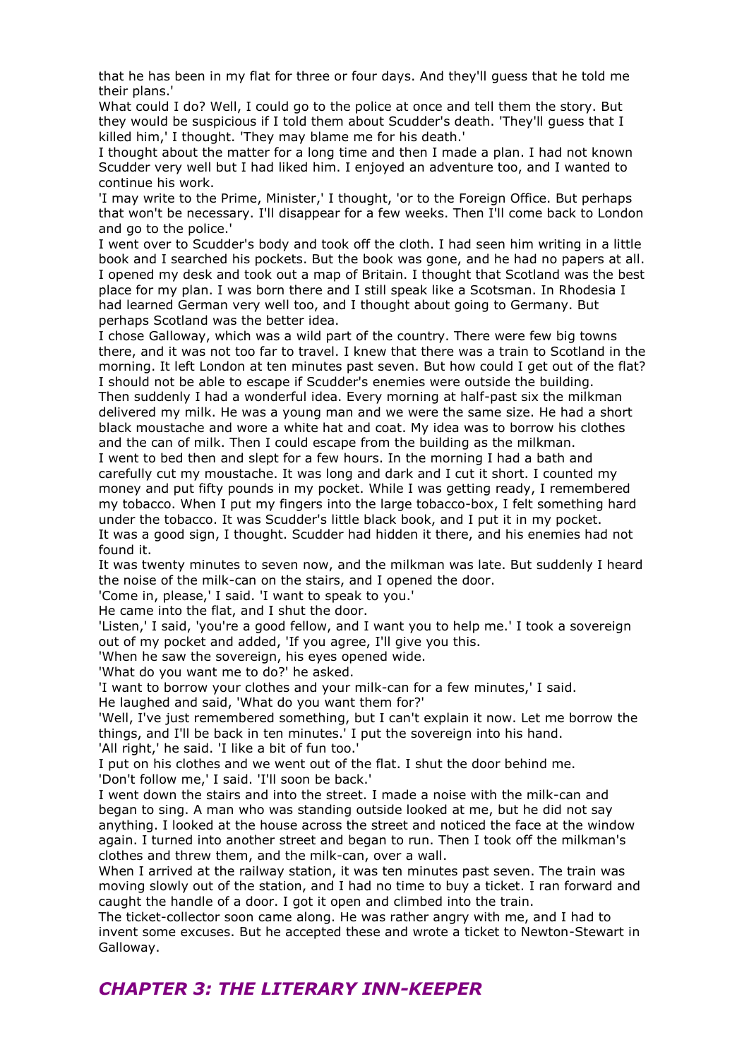that he has been in my flat for three or four days. And they'll guess that he told me their plans.'

What could I do? Well, I could go to the police at once and tell them the story. But they would be suspicious if I told them about Scudder's death. 'They'll guess that I killed him,' I thought. 'They may blame me for his death.'

I thought about the matter for a long time and then I made a plan. I had not known Scudder very well but I had liked him. I enjoyed an adventure too, and I wanted to continue his work.

'I may write to the Prime, Minister,' I thought, 'or to the Foreign Office. But perhaps that won't be necessary. I'll disappear for a few weeks. Then I'll come back to London and go to the police.'

I went over to Scudder's body and took off the cloth. I had seen him writing in a little book and I searched his pockets. But the book was gone, and he had no papers at all. I opened my desk and took out a map of Britain. I thought that Scotland was the best place for my plan. I was born there and I still speak like a Scotsman. In Rhodesia I had learned German very well too, and I thought about going to Germany. But perhaps Scotland was the better idea.

I chose Galloway, which was a wild part of the country. There were few big towns there, and it was not too far to travel. I knew that there was a train to Scotland in the morning. It left London at ten minutes past seven. But how could I get out of the flat? I should not be able to escape if Scudder's enemies were outside the building.

Then suddenly I had a wonderful idea. Every morning at half-past six the milkman delivered my milk. He was a young man and we were the same size. He had a short black moustache and wore a white hat and coat. My idea was to borrow his clothes and the can of milk. Then I could escape from the building as the milkman.

I went to bed then and slept for a few hours. In the morning I had a bath and carefully cut my moustache. It was long and dark and I cut it short. I counted my money and put fifty pounds in my pocket. While I was getting ready, I remembered my tobacco. When I put my fingers into the large tobacco-box, I felt something hard under the tobacco. It was Scudder's little black book, and I put it in my pocket.

It was a good sign, I thought. Scudder had hidden it there, and his enemies had not found it.

It was twenty minutes to seven now, and the milkman was late. But suddenly I heard the noise of the milk-can on the stairs, and I opened the door.

'Come in, please,' I said. 'I want to speak to you.'

He came into the flat, and I shut the door.

'Listen,' I said, 'you're a good fellow, and I want you to help me.' I took a sovereign out of my pocket and added, 'If you agree, I'll give you this.

'When he saw the sovereign, his eyes opened wide.

'What do you want me to do?' he asked.

'I want to borrow your clothes and your milk-can for a few minutes,' I said.

He laughed and said, 'What do you want them for?'

'Well, I've just remembered something, but I can't explain it now. Let me borrow the things, and I'll be back in ten minutes.' I put the sovereign into his hand.

'All right,' he said. 'I like a bit of fun too.'

I put on his clothes and we went out of the flat. I shut the door behind me.

'Don't follow me,' I said. 'I'll soon be back.'

I went down the stairs and into the street. I made a noise with the milk-can and began to sing. A man who was standing outside looked at me, but he did not say anything. I looked at the house across the street and noticed the face at the window again. I turned into another street and began to run. Then I took off the milkman's clothes and threw them, and the milk-can, over a wall.

When I arrived at the railway station, it was ten minutes past seven. The train was moving slowly out of the station, and I had no time to buy a ticket. I ran forward and caught the handle of a door. I got it open and climbed into the train.

The ticket-collector soon came along. He was rather angry with me, and I had to invent some excuses. But he accepted these and wrote a ticket to Newton-Stewart in Galloway.

## *CHAPTER 3: THE LITERARY INN-KEEPER*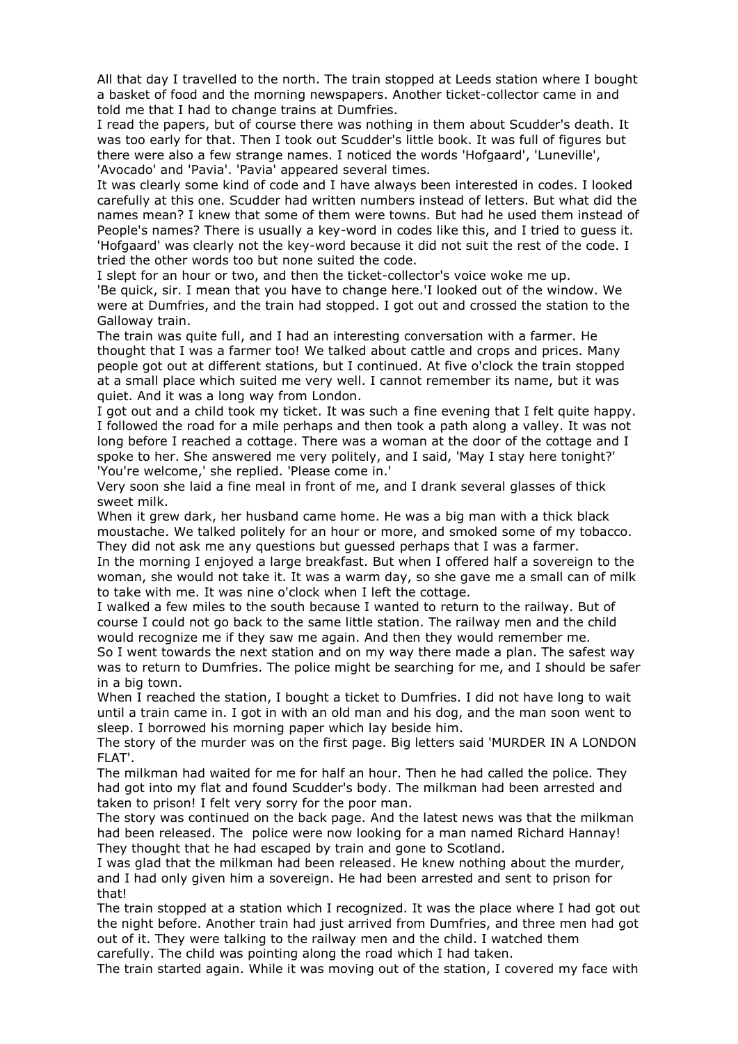All that day I travelled to the north. The train stopped at Leeds station where I bought a basket of food and the morning newspapers. Another ticket-collector came in and told me that I had to change trains at Dumfries.

I read the papers, but of course there was nothing in them about Scudder's death. It was too early for that. Then I took out Scudder's little book. It was full of figures but there were also a few strange names. I noticed the words 'Hofgaard', 'Luneville', 'Avocado' and 'Pavia'. 'Pavia' appeared several times.

It was clearly some kind of code and I have always been interested in codes. I looked carefully at this one. Scudder had written numbers instead of letters. But what did the names mean? I knew that some of them were towns. But had he used them instead of People's names? There is usually a key-word in codes like this, and I tried to guess it. 'Hofgaard' was clearly not the key-word because it did not suit the rest of the code. I tried the other words too but none suited the code.

I slept for an hour or two, and then the ticket-collector's voice woke me up.

'Be quick, sir. I mean that you have to change here.'I looked out of the window. We were at Dumfries, and the train had stopped. I got out and crossed the station to the Galloway train.

The train was quite full, and I had an interesting conversation with a farmer. He thought that I was a farmer too! We talked about cattle and crops and prices. Many people got out at different stations, but I continued. At five o'clock the train stopped at a small place which suited me very well. I cannot remember its name, but it was quiet. And it was a long way from London.

I got out and a child took my ticket. It was such a fine evening that I felt quite happy. I followed the road for a mile perhaps and then took a path along a valley. It was not long before I reached a cottage. There was a woman at the door of the cottage and I spoke to her. She answered me very politely, and I said, 'May I stay here tonight?'

'You're welcome,' she replied. 'Please come in.'

Very soon she laid a fine meal in front of me, and I drank several glasses of thick sweet milk.

When it grew dark, her husband came home. He was a big man with a thick black moustache. We talked politely for an hour or more, and smoked some of my tobacco. They did not ask me any questions but guessed perhaps that I was a farmer.

In the morning I enjoyed a large breakfast. But when I offered half a sovereign to the woman, she would not take it. It was a warm day, so she gave me a small can of milk to take with me. It was nine o'clock when I left the cottage.

I walked a few miles to the south because I wanted to return to the railway. But of course I could not go back to the same little station. The railway men and the child would recognize me if they saw me again. And then they would remember me.

So I went towards the next station and on my way there made a plan. The safest way was to return to Dumfries. The police might be searching for me, and I should be safer in a big town.

When I reached the station, I bought a ticket to Dumfries. I did not have long to wait until a train came in. I got in with an old man and his dog, and the man soon went to sleep. I borrowed his morning paper which lay beside him.

The story of the murder was on the first page. Big letters said 'MURDER IN A LONDON FLAT'.

The milkman had waited for me for half an hour. Then he had called the police. They had got into my flat and found Scudder's body. The milkman had been arrested and taken to prison! I felt very sorry for the poor man.

The story was continued on the back page. And the latest news was that the milkman had been released. The police were now looking for a man named Richard Hannay! They thought that he had escaped by train and gone to Scotland.

I was glad that the milkman had been released. He knew nothing about the murder, and I had only given him a sovereign. He had been arrested and sent to prison for that!

The train stopped at a station which I recognized. It was the place where I had got out the night before. Another train had just arrived from Dumfries, and three men had got out of it. They were talking to the railway men and the child. I watched them carefully. The child was pointing along the road which I had taken.

The train started again. While it was moving out of the station, I covered my face with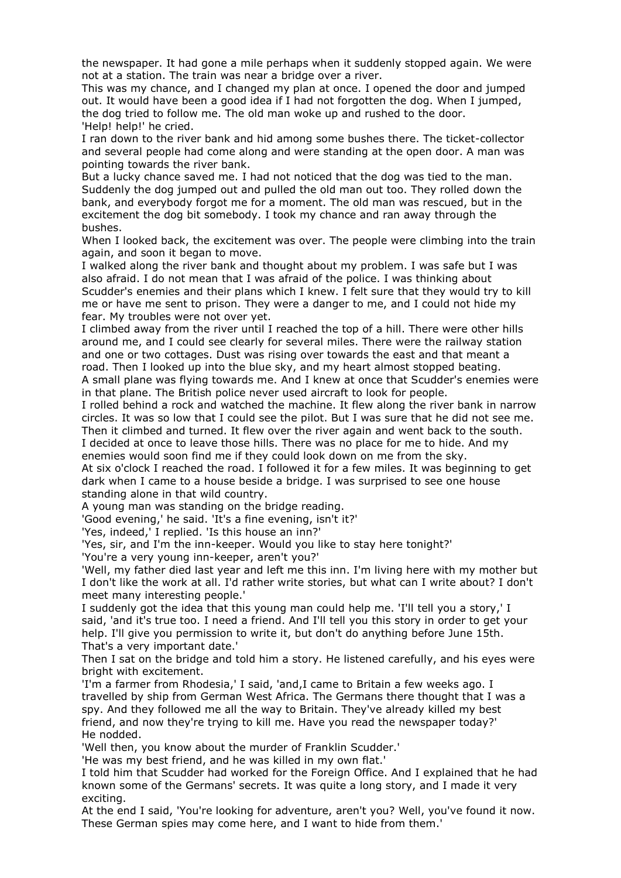the newspaper. It had gone a mile perhaps when it suddenly stopped again. We were not at a station. The train was near a bridge over a river.

This was my chance, and I changed my plan at once. I opened the door and jumped out. It would have been a good idea if I had not forgotten the dog. When I jumped, the dog tried to follow me. The old man woke up and rushed to the door.

'Help! help!' he cried.

I ran down to the river bank and hid among some bushes there. The ticket-collector and several people had come along and were standing at the open door. A man was pointing towards the river bank.

But a lucky chance saved me. I had not noticed that the dog was tied to the man. Suddenly the dog jumped out and pulled the old man out too. They rolled down the bank, and everybody forgot me for a moment. The old man was rescued, but in the excitement the dog bit somebody. I took my chance and ran away through the bushes.

When I looked back, the excitement was over. The people were climbing into the train again, and soon it began to move.

I walked along the river bank and thought about my problem. I was safe but I was also afraid. I do not mean that I was afraid of the police. I was thinking about Scudder's enemies and their plans which I knew. I felt sure that they would try to kill me or have me sent to prison. They were a danger to me, and I could not hide my fear. My troubles were not over yet.

I climbed away from the river until I reached the top of a hill. There were other hills around me, and I could see clearly for several miles. There were the railway station and one or two cottages. Dust was rising over towards the east and that meant a road. Then I looked up into the blue sky, and my heart almost stopped beating.

A small plane was flying towards me. And I knew at once that Scudder's enemies were in that plane. The British police never used aircraft to look for people.

I rolled behind a rock and watched the machine. It flew along the river bank in narrow circles. It was so low that I could see the pilot. But I was sure that he did not see me. Then it climbed and turned. It flew over the river again and went back to the south.

I decided at once to leave those hills. There was no place for me to hide. And my enemies would soon find me if they could look down on me from the sky.

At six o'clock I reached the road. I followed it for a few miles. It was beginning to get dark when I came to a house beside a bridge. I was surprised to see one house standing alone in that wild country.

A young man was standing on the bridge reading.

'Good evening,' he said. 'It's a fine evening, isn't it?'

'Yes, indeed,' I replied. 'Is this house an inn?'

'Yes, sir, and I'm the inn-keeper. Would you like to stay here tonight?'

'You're a very young inn-keeper, aren't you?'

'Well, my father died last year and left me this inn. I'm living here with my mother but I don't like the work at all. I'd rather write stories, but what can I write about? I don't meet many interesting people.'

I suddenly got the idea that this young man could help me. 'I'll tell you a story,' I said, 'and it's true too. I need a friend. And I'll tell you this story in order to get your help. I'll give you permission to write it, but don't do anything before June 15th. That's a very important date.'

Then I sat on the bridge and told him a story. He listened carefully, and his eyes were bright with excitement.

'I'm a farmer from Rhodesia,' I said, 'and,I came to Britain a few weeks ago. I travelled by ship from German West Africa. The Germans there thought that I was a spy. And they followed me all the way to Britain. They've already killed my best friend, and now they're trying to kill me. Have you read the newspaper today?'

He nodded.

'Well then, you know about the murder of Franklin Scudder.'

'He was my best friend, and he was killed in my own flat.'

I told him that Scudder had worked for the Foreign Office. And I explained that he had known some of the Germans' secrets. It was quite a long story, and I made it very exciting.

At the end I said, 'You're looking for adventure, aren't you? Well, you've found it now. These German spies may come here, and I want to hide from them.'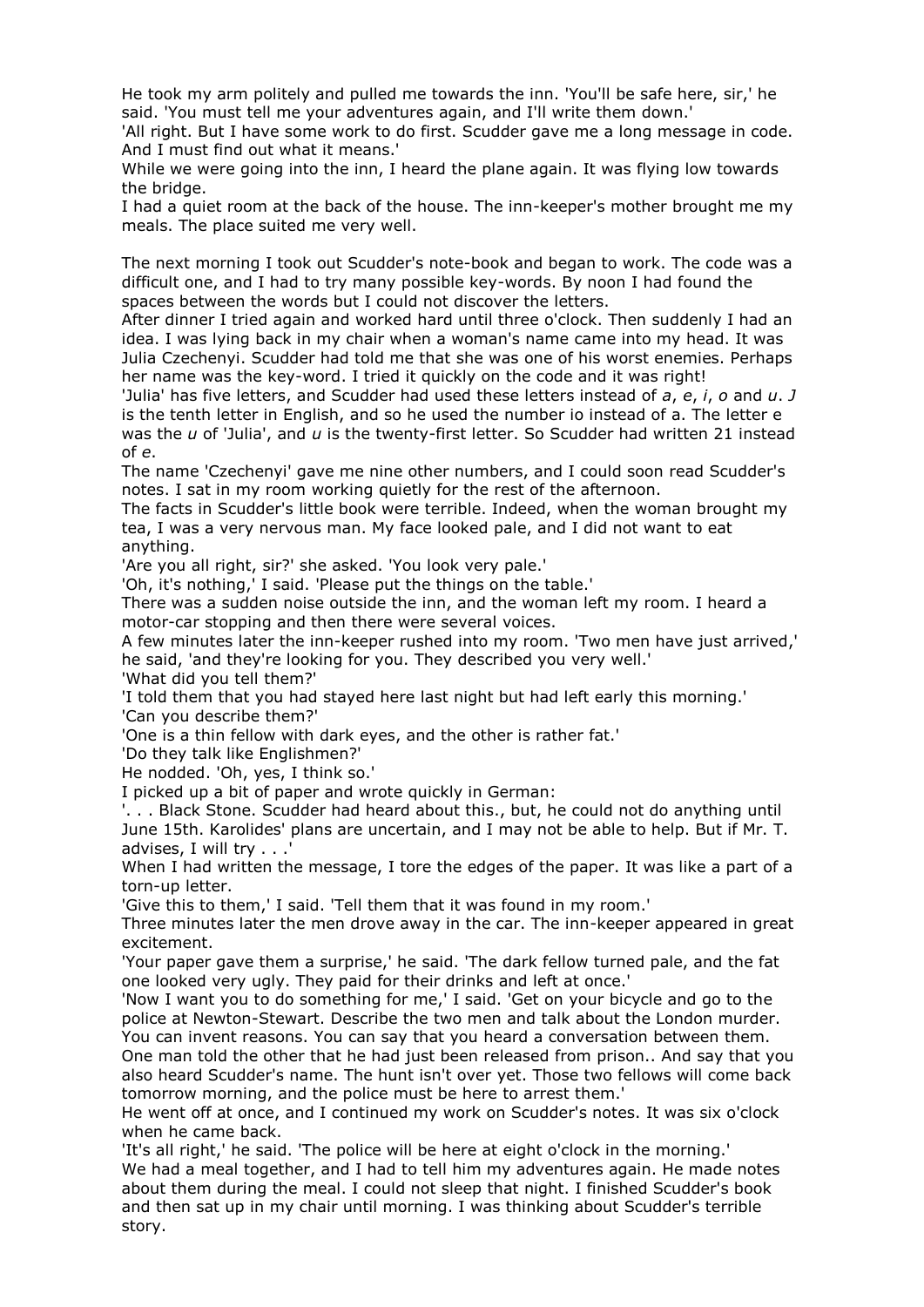He took my arm politely and pulled me towards the inn. 'You'll be safe here, sir,' he said. 'You must tell me your adventures again, and I'll write them down.'

'All right. But I have some work to do first. Scudder gave me a long message in code. And I must find out what it means.'

While we were going into the inn, I heard the plane again. It was flying low towards the bridge.

I had a quiet room at the back of the house. The inn-keeper's mother brought me my meals. The place suited me very well.

The next morning I took out Scudder's note-book and began to work. The code was a difficult one, and I had to try many possible key-words. By noon I had found the spaces between the words but I could not discover the letters.

After dinner I tried again and worked hard until three o'clock. Then suddenly I had an idea. I was lying back in my chair when a woman's name came into my head. It was Julia Czechenyi. Scudder had told me that she was one of his worst enemies. Perhaps her name was the key-word. I tried it quickly on the code and it was right!

'Julia' has five letters, and Scudder had used these letters instead of *a*, *e*, *i*, *o* and *u*. *J* is the tenth letter in English, and so he used the number io instead of a. The letter e was the *u* of 'Julia', and *u* is the twenty-first letter. So Scudder had written 21 instead of *e*.

The name 'Czechenyi' gave me nine other numbers, and I could soon read Scudder's notes. I sat in my room working quietly for the rest of the afternoon.

The facts in Scudder's little book were terrible. Indeed, when the woman brought my tea, I was a very nervous man. My face looked pale, and I did not want to eat anything.

'Are you all right, sir?' she asked. 'You look very pale.'

'Oh, it's nothing,' I said. 'Please put the things on the table.'

There was a sudden noise outside the inn, and the woman left my room. I heard a motor-car stopping and then there were several voices.

A few minutes later the inn-keeper rushed into my room. 'Two men have just arrived,' he said, 'and they're looking for you. They described you very well.'

'What did you tell them?'

'I told them that you had stayed here last night but had left early this morning.'

'Can you describe them?'

'One is a thin fellow with dark eyes, and the other is rather fat.'

'Do they talk like Englishmen?'

He nodded. 'Oh, yes, I think so.'

I picked up a bit of paper and wrote quickly in German:

'. . . Black Stone. Scudder had heard about this., but, he could not do anything until June 15th. Karolides' plans are uncertain, and I may not be able to help. But if Mr. T. advises, I will try . . .'

When I had written the message, I tore the edges of the paper. It was like a part of a torn-up letter.

'Give this to them,' I said. 'Tell them that it was found in my room.'

Three minutes later the men drove away in the car. The inn-keeper appeared in great excitement.

'Your paper gave them a surprise,' he said. 'The dark fellow turned pale, and the fat one looked very ugly. They paid for their drinks and left at once.'

'Now I want you to do something for me,' I said. 'Get on your bicycle and go to the police at Newton-Stewart. Describe the two men and talk about the London murder. You can invent reasons. You can say that you heard a conversation between them. One man told the other that he had just been released from prison.. And say that you also heard Scudder's name. The hunt isn't over yet. Those two fellows will come back tomorrow morning, and the police must be here to arrest them.'

He went off at once, and I continued my work on Scudder's notes. It was six o'clock when he came back.

'It's all right,' he said. 'The police will be here at eight o'clock in the morning.'

We had a meal together, and I had to tell him my adventures again. He made notes about them during the meal. I could not sleep that night. I finished Scudder's book and then sat up in my chair until morning. I was thinking about Scudder's terrible story.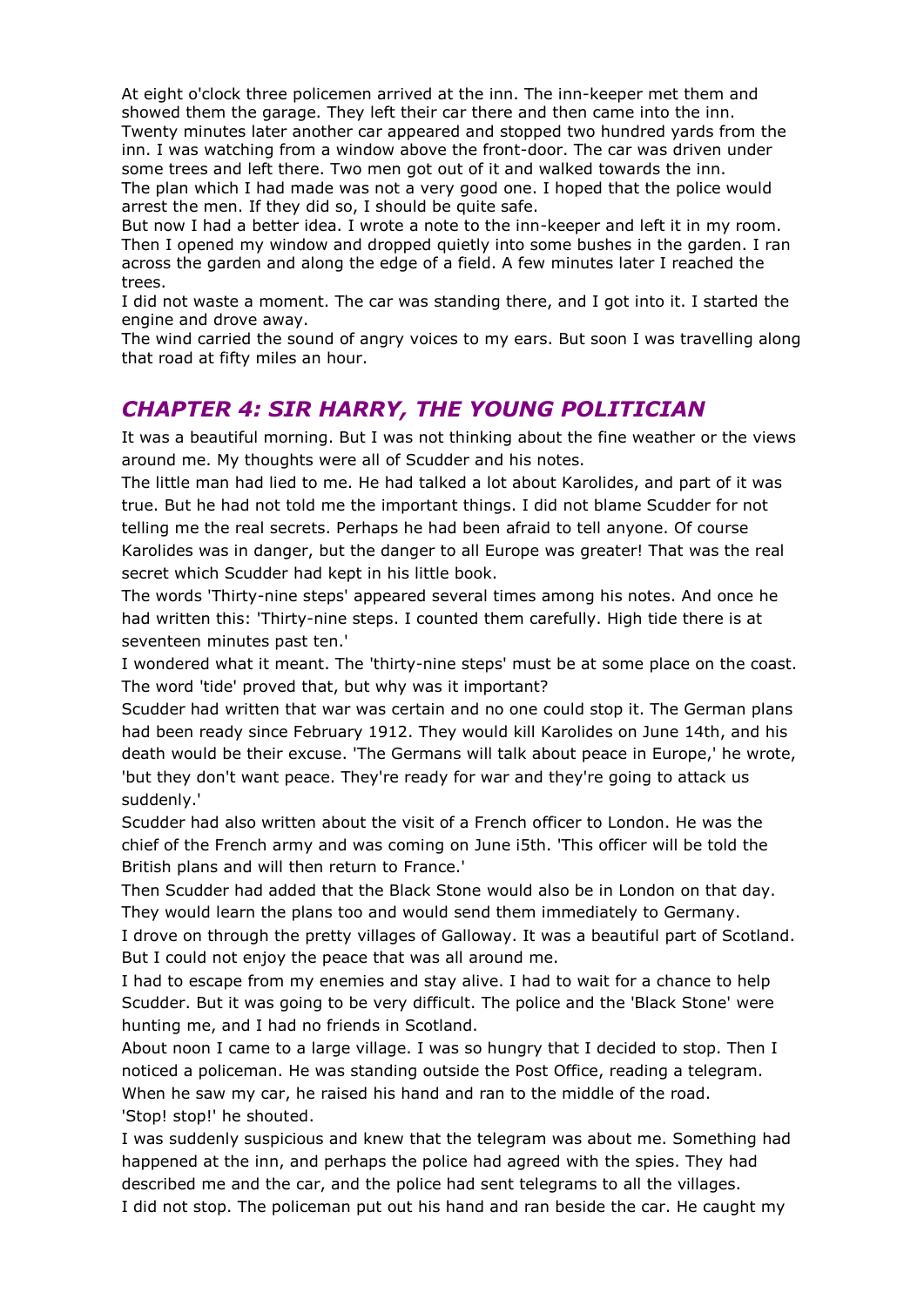At eight o'clock three policemen arrived at the inn. The inn-keeper met them and showed them the garage. They left their car there and then came into the inn. Twenty minutes later another car appeared and stopped two hundred yards from the inn. I was watching from a window above the front-door. The car was driven under some trees and left there. Two men got out of it and walked towards the inn.

The plan which I had made was not a very good one. I hoped that the police would arrest the men. If they did so, I should be quite safe.

But now I had a better idea. I wrote a note to the inn-keeper and left it in my room. Then I opened my window and dropped quietly into some bushes in the garden. I ran across the garden and along the edge of a field. A few minutes later I reached the trees.

I did not waste a moment. The car was standing there, and I got into it. I started the engine and drove away.

The wind carried the sound of angry voices to my ears. But soon I was travelling along that road at fifty miles an hour.

## *CHAPTER 4: SIR HARRY, THE YOUNG POLITICIAN*

It was a beautiful morning. But I was not thinking about the fine weather or the views around me. My thoughts were all of Scudder and his notes.

The little man had lied to me. He had talked a lot about Karolides, and part of it was true. But he had not told me the important things. I did not blame Scudder for not telling me the real secrets. Perhaps he had been afraid to tell anyone. Of course Karolides was in danger, but the danger to all Europe was greater! That was the real secret which Scudder had kept in his little book.

The words 'Thirty-nine steps' appeared several times among his notes. And once he had written this: 'Thirty-nine steps. I counted them carefully. High tide there is at seventeen minutes past ten.'

I wondered what it meant. The 'thirty-nine steps' must be at some place on the coast. The word 'tide' proved that, but why was it important?

Scudder had written that war was certain and no one could stop it. The German plans had been ready since February 1912. They would kill Karolides on June 14th, and his death would be their excuse. 'The Germans will talk about peace in Europe,' he wrote, 'but they don't want peace. They're ready for war and they're going to attack us suddenly.'

Scudder had also written about the visit of a French officer to London. He was the chief of the French army and was coming on June i5th. 'This officer will be told the British plans and will then return to France.'

Then Scudder had added that the Black Stone would also be in London on that day. They would learn the plans too and would send them immediately to Germany.

I drove on through the pretty villages of Galloway. It was a beautiful part of Scotland. But I could not enjoy the peace that was all around me.

I had to escape from my enemies and stay alive. I had to wait for a chance to help Scudder. But it was going to be very difficult. The police and the 'Black Stone' were hunting me, and I had no friends in Scotland.

About noon I came to a large village. I was so hungry that I decided to stop. Then I noticed a policeman. He was standing outside the Post Office, reading a telegram. When he saw my car, he raised his hand and ran to the middle of the road.

'Stop! stop!' he shouted.

I was suddenly suspicious and knew that the telegram was about me. Something had happened at the inn, and perhaps the police had agreed with the spies. They had described me and the car, and the police had sent telegrams to all the villages.

I did not stop. The policeman put out his hand and ran beside the car. He caught my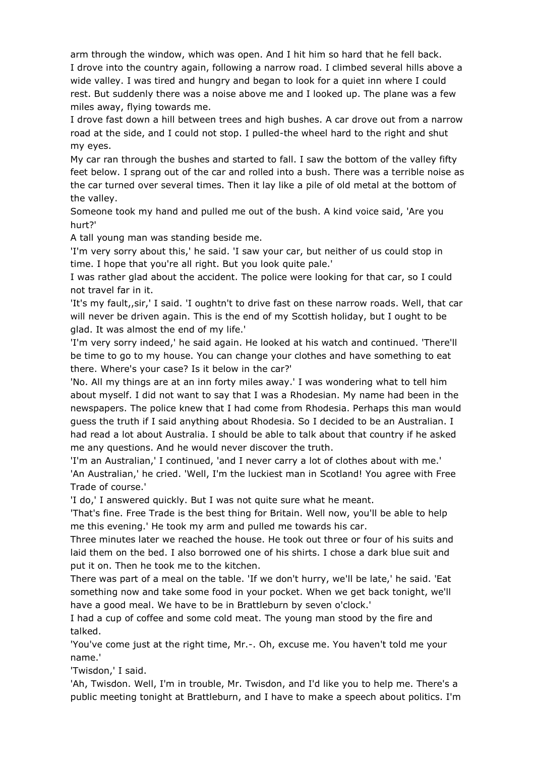arm through the window, which was open. And I hit him so hard that he fell back.

I drove into the country again, following a narrow road. I climbed several hills above a wide valley. I was tired and hungry and began to look for a quiet inn where I could rest. But suddenly there was a noise above me and I looked up. The plane was a few miles away, flying towards me.

I drove fast down a hill between trees and high bushes. A car drove out from a narrow road at the side, and I could not stop. I pulled-the wheel hard to the right and shut my eyes.

My car ran through the bushes and started to fall. I saw the bottom of the valley fifty feet below. I sprang out of the car and rolled into a bush. There was a terrible noise as the car turned over several times. Then it lay like a pile of old metal at the bottom of the valley.

Someone took my hand and pulled me out of the bush. A kind voice said, 'Are you hurt?'

A tall young man was standing beside me.

'I'm very sorry about this,' he said. 'I saw your car, but neither of us could stop in time. I hope that you're all right. But you look quite pale.'

I was rather glad about the accident. The police were looking for that car, so I could not travel far in it.

'It's my fault,,sir,' I said. 'I oughtn't to drive fast on these narrow roads. Well, that car will never be driven again. This is the end of my Scottish holiday, but I ought to be glad. It was almost the end of my life.'

'I'm very sorry indeed,' he said again. He looked at his watch and continued. 'There'll be time to go to my house. You can change your clothes and have something to eat there. Where's your case? Is it below in the car?'

'No. All my things are at an inn forty miles away.' I was wondering what to tell him about myself. I did not want to say that I was a Rhodesian. My name had been in the newspapers. The police knew that I had come from Rhodesia. Perhaps this man would guess the truth if I said anything about Rhodesia. So I decided to be an Australian. I had read a lot about Australia. I should be able to talk about that country if he asked me any questions. And he would never discover the truth.

'I'm an Australian,' I continued, 'and I never carry a lot of clothes about with me.'

'An Australian,' he cried. 'Well, I'm the luckiest man in Scotland! You agree with Free Trade of course.'

'I do,' I answered quickly. But I was not quite sure what he meant.

'That's fine. Free Trade is the best thing for Britain. Well now, you'll be able to help me this evening.' He took my arm and pulled me towards his car.

Three minutes later we reached the house. He took out three or four of his suits and laid them on the bed. I also borrowed one of his shirts. I chose a dark blue suit and put it on. Then he took me to the kitchen.

There was part of a meal on the table. 'If we don't hurry, we'll be late,' he said. 'Eat something now and take some food in your pocket. When we get back tonight, we'll have a good meal. We have to be in Brattleburn by seven o'clock.'

I had a cup of coffee and some cold meat. The young man stood by the fire and talked.

'You've come just at the right time, Mr.-. Oh, excuse me. You haven't told me your name.'

'Twisdon,' I said.

'Ah, Twisdon. Well, I'm in trouble, Mr. Twisdon, and I'd like you to help me. There's a public meeting tonight at Brattleburn, and I have to make a speech about politics. I'm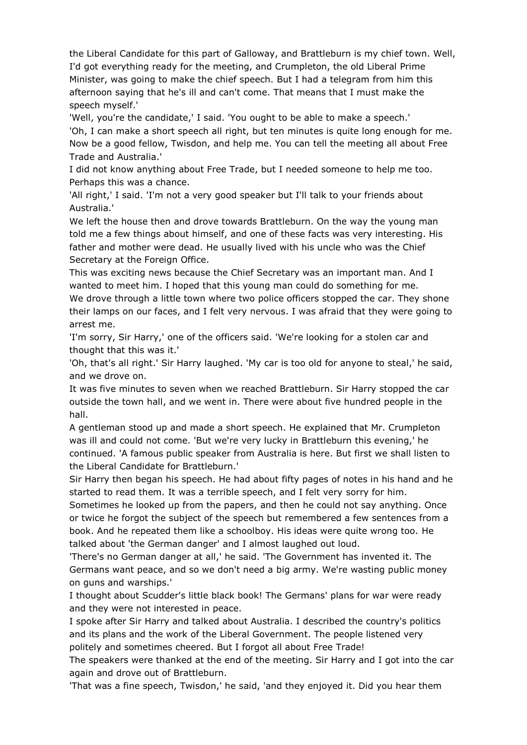the Liberal Candidate for this part of Galloway, and Brattleburn is my chief town. Well, I'd got everything ready for the meeting, and Crumpleton, the old Liberal Prime Minister, was going to make the chief speech. But I had a telegram from him this afternoon saying that he's ill and can't come. That means that I must make the speech myself.'

'Well, you're the candidate,' I said. 'You ought to be able to make a speech.'

'Oh, I can make a short speech all right, but ten minutes is quite long enough for me. Now be a good fellow, Twisdon, and help me. You can tell the meeting all about Free Trade and Australia.'

I did not know anything about Free Trade, but I needed someone to help me too. Perhaps this was a chance.

'All right,' I said. 'I'm not a very good speaker but I'll talk to your friends about Australia.'

We left the house then and drove towards Brattleburn. On the way the young man told me a few things about himself, and one of these facts was very interesting. His father and mother were dead. He usually lived with his uncle who was the Chief Secretary at the Foreign Office.

This was exciting news because the Chief Secretary was an important man. And I wanted to meet him. I hoped that this young man could do something for me.

We drove through a little town where two police officers stopped the car. They shone their lamps on our faces, and I felt very nervous. I was afraid that they were going to arrest me.

'I'm sorry, Sir Harry,' one of the officers said. 'We're looking for a stolen car and thought that this was it.'

'Oh, that's all right.' Sir Harry laughed. 'My car is too old for anyone to steal,' he said, and we drove on.

It was five minutes to seven when we reached Brattleburn. Sir Harry stopped the car outside the town hall, and we went in. There were about five hundred people in the hall.

A gentleman stood up and made a short speech. He explained that Mr. Crumpleton was ill and could not come. 'But we're very lucky in Brattleburn this evening,' he continued. 'A famous public speaker from Australia is here. But first we shall listen to the Liberal Candidate for Brattleburn.'

Sir Harry then began his speech. He had about fifty pages of notes in his hand and he started to read them. It was a terrible speech, and I felt very sorry for him.

Sometimes he looked up from the papers, and then he could not say anything. Once or twice he forgot the subject of the speech but remembered a few sentences from a book. And he repeated them like a schoolboy. His ideas were quite wrong too. He talked about 'the German danger' and I almost laughed out loud.

'There's no German danger at all,' he said. 'The Government has invented it. The Germans want peace, and so we don't need a big army. We're wasting public money on guns and warships.'

I thought about Scudder's little black book! The Germans' plans for war were ready and they were not interested in peace.

I spoke after Sir Harry and talked about Australia. I described the country's politics and its plans and the work of the Liberal Government. The people listened very politely and sometimes cheered. But I forgot all about Free Trade!

The speakers were thanked at the end of the meeting. Sir Harry and I got into the car again and drove out of Brattleburn.

'That was a fine speech, Twisdon,' he said, 'and they enjoyed it. Did you hear them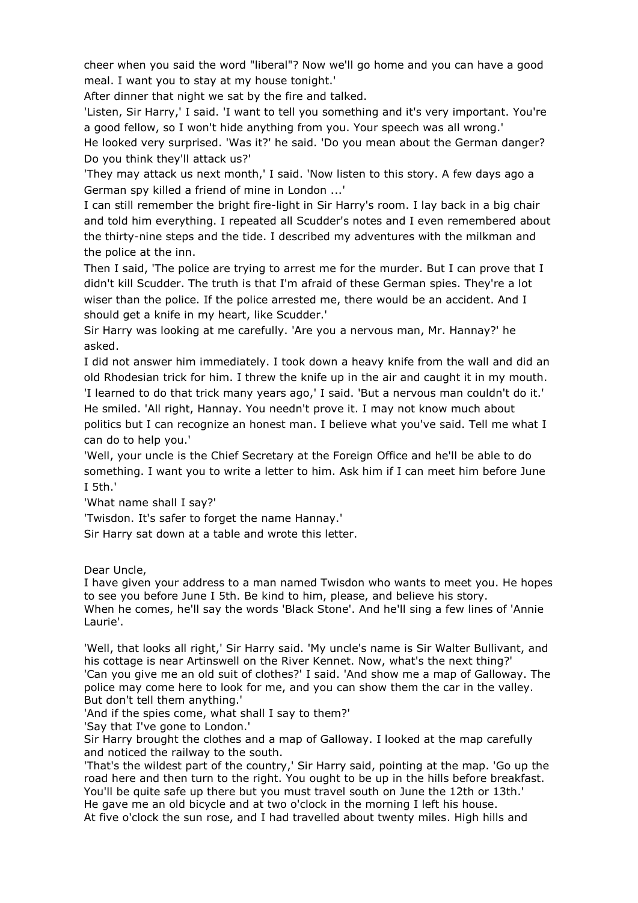cheer when you said the word "liberal"? Now we'll go home and you can have a good meal. I want you to stay at my house tonight.'

After dinner that night we sat by the fire and talked.

'Listen, Sir Harry,' I said. 'I want to tell you something and it's very important. You're a good fellow, so I won't hide anything from you. Your speech was all wrong.'

He looked very surprised. 'Was it?' he said. 'Do you mean about the German danger? Do you think they'll attack us?'

'They may attack us next month,' I said. 'Now listen to this story. A few days ago a German spy killed a friend of mine in London ...'

I can still remember the bright fire-light in Sir Harry's room. I lay back in a big chair and told him everything. I repeated all Scudder's notes and I even remembered about the thirty-nine steps and the tide. I described my adventures with the milkman and the police at the inn.

Then I said, 'The police are trying to arrest me for the murder. But I can prove that I didn't kill Scudder. The truth is that I'm afraid of these German spies. They're a lot wiser than the police. If the police arrested me, there would be an accident. And I should get a knife in my heart, like Scudder.'

Sir Harry was looking at me carefully. 'Are you a nervous man, Mr. Hannay?' he asked.

I did not answer him immediately. I took down a heavy knife from the wall and did an old Rhodesian trick for him. I threw the knife up in the air and caught it in my mouth. 'I learned to do that trick many years ago,' I said. 'But a nervous man couldn't do it.'

He smiled. 'All right, Hannay. You needn't prove it. I may not know much about politics but I can recognize an honest man. I believe what you've said. Tell me what I can do to help you.'

'Well, your uncle is the Chief Secretary at the Foreign Office and he'll be able to do something. I want you to write a letter to him. Ask him if I can meet him before June I 5th.'

'What name shall I say?'

'Twisdon. It's safer to forget the name Hannay.'

Sir Harry sat down at a table and wrote this letter.

Dear Uncle,
I have given your address to a man named Twisdon who wants to meet you. He hopes to see you before June I 5th. Be kind to him, please, and believe his story.
When he comes, he'll say the words 'Black Stone'. And he'll sing a few lines of 'Annie Laurie'.

'Well, that looks all right,' Sir Harry said. 'My uncle's name is Sir Walter Bullivant, and his cottage is near Artinswell on the River Kennet. Now, what's the next thing?'

'Can you give me an old suit of clothes?' I said. 'And show me a map of Galloway. The police may come here to look for me, and you can show them the car in the valley. But don't tell them anything.'

'And if the spies come, what shall I say to them?'

'Say that I've gone to London.'

Sir Harry brought the clothes and a map of Galloway. I looked at the map carefully and noticed the railway to the south.

'That's the wildest part of the country,' Sir Harry said, pointing at the map. 'Go up the road here and then turn to the right. You ought to be up in the hills before breakfast. You'll be quite safe up there but you must travel south on June the 12th or 13th.'

He gave me an old bicycle and at two o'clock in the morning I left his house.

At five o'clock the sun rose, and I had travelled about twenty miles. High hills and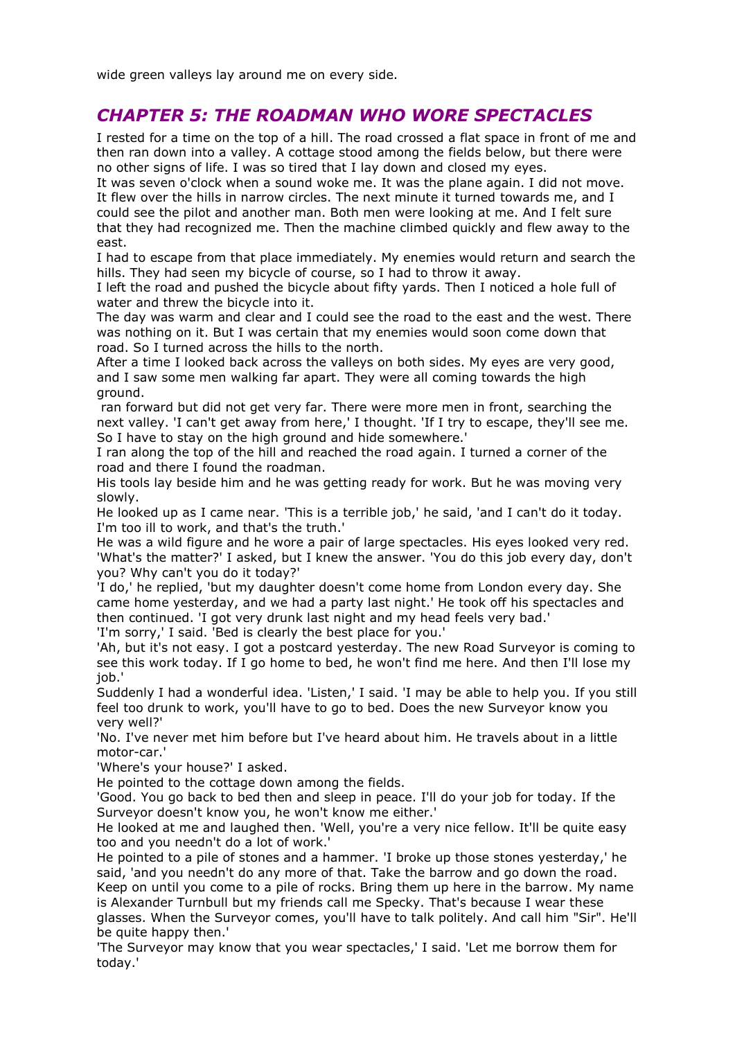wide green valleys lay around me on every side.

## *CHAPTER 5: THE ROADMAN WHO WORE SPECTACLES*

I rested for a time on the top of a hill. The road crossed a flat space in front of me and then ran down into a valley. A cottage stood among the fields below, but there were no other signs of life. I was so tired that I lay down and closed my eyes.

It was seven o'clock when a sound woke me. It was the plane again. I did not move. It flew over the hills in narrow circles. The next minute it turned towards me, and I could see the pilot and another man. Both men were looking at me. And I felt sure that they had recognized me. Then the machine climbed quickly and flew away to the east.

I had to escape from that place immediately. My enemies would return and search the hills. They had seen my bicycle of course, so I had to throw it away.

I left the road and pushed the bicycle about fifty yards. Then I noticed a hole full of water and threw the bicycle into it.

The day was warm and clear and I could see the road to the east and the west. There was nothing on it. But I was certain that my enemies would soon come down that road. So I turned across the hills to the north.

After a time I looked back across the valleys on both sides. My eyes are very good, and I saw some men walking far apart. They were all coming towards the high ground.

ran forward but did not get very far. There were more men in front, searching the next valley. 'I can't get away from here,' I thought. 'If I try to escape, they'll see me. So I have to stay on the high ground and hide somewhere.'

I ran along the top of the hill and reached the road again. I turned a corner of the road and there I found the roadman.

His tools lay beside him and he was getting ready for work. But he was moving very slowly.

He looked up as I came near. 'This is a terrible job,' he said, 'and I can't do it today. I'm too ill to work, and that's the truth.'

He was a wild figure and he wore a pair of large spectacles. His eyes looked very red.

'What's the matter?' I asked, but I knew the answer. 'You do this job every day, don't you? Why can't you do it today?'

'I do,' he replied, 'but my daughter doesn't come home from London every day. She came home yesterday, and we had a party last night.' He took off his spectacles and then continued. 'I got very drunk last night and my head feels very bad.'

'I'm sorry,' I said. 'Bed is clearly the best place for you.'

'Ah, but it's not easy. I got a postcard yesterday. The new Road Surveyor is coming to see this work today. If I go home to bed, he won't find me here. And then I'll lose my job.'

Suddenly I had a wonderful idea. 'Listen,' I said. 'I may be able to help you. If you still feel too drunk to work, you'll have to go to bed. Does the new Surveyor know you very well?'

'No. I've never met him before but I've heard about him. He travels about in a little motor-car.'

'Where's your house?' I asked.

He pointed to the cottage down among the fields.

'Good. You go back to bed then and sleep in peace. I'll do your job for today. If the Surveyor doesn't know you, he won't know me either.'

He looked at me and laughed then. 'Well, you're a very nice fellow. It'll be quite easy too and you needn't do a lot of work.'

He pointed to a pile of stones and a hammer. 'I broke up those stones yesterday,' he said, 'and you needn't do any more of that. Take the barrow and go down the road. Keep on until you come to a pile of rocks. Bring them up here in the barrow. My name is Alexander Turnbull but my friends call me Specky. That's because I wear these glasses. When the Surveyor comes, you'll have to talk politely. And call him "Sir". He'll be quite happy then.'

'The Surveyor may know that you wear spectacles,' I said. 'Let me borrow them for today.'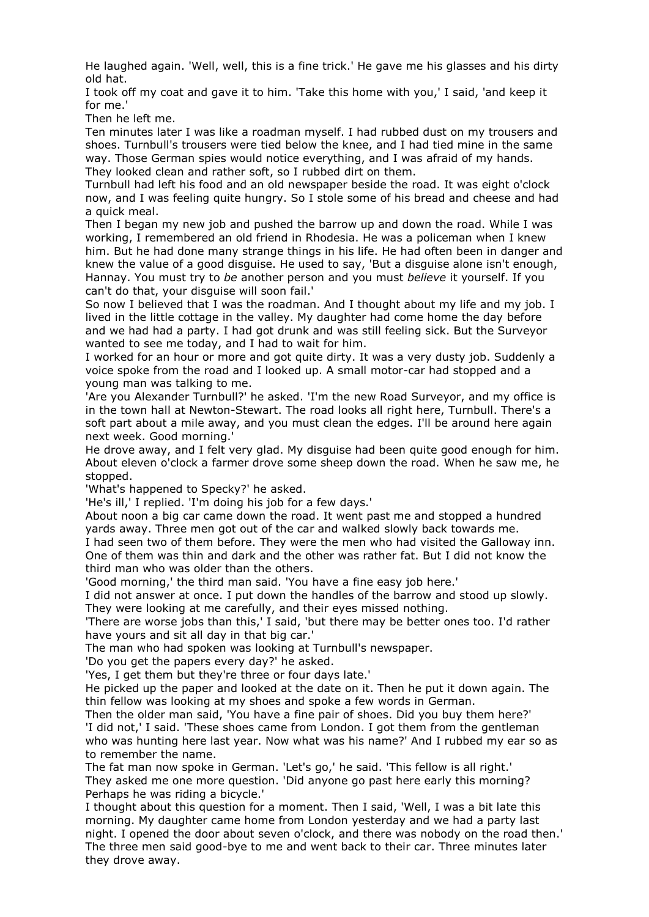He laughed again. 'Well, well, this is a fine trick.' He gave me his glasses and his dirty old hat.

I took off my coat and gave it to him. 'Take this home with you,' I said, 'and keep it for me.'

Then he left me.

Ten minutes later I was like a roadman myself. I had rubbed dust on my trousers and shoes. Turnbull's trousers were tied below the knee, and I had tied mine in the same way. Those German spies would notice everything, and I was afraid of my hands. They looked clean and rather soft, so I rubbed dirt on them.

Turnbull had left his food and an old newspaper beside the road. It was eight o'clock now, and I was feeling quite hungry. So I stole some of his bread and cheese and had a quick meal.

Then I began my new job and pushed the barrow up and down the road. While I was working, I remembered an old friend in Rhodesia. He was a policeman when I knew him. But he had done many strange things in his life. He had often been in danger and knew the value of a good disguise. He used to say, 'But a disguise alone isn't enough, Hannay. You must try to *be* another person and you must *believe* it yourself. If you can't do that, your disguise will soon fail.'

So now I believed that I was the roadman. And I thought about my life and my job. I lived in the little cottage in the valley. My daughter had come home the day before and we had had a party. I had got drunk and was still feeling sick. But the Surveyor wanted to see me today, and I had to wait for him.

I worked for an hour or more and got quite dirty. It was a very dusty job. Suddenly a voice spoke from the road and I looked up. A small motor-car had stopped and a young man was talking to me.

'Are you Alexander Turnbull?' he asked. 'I'm the new Road Surveyor, and my office is in the town hall at Newton-Stewart. The road looks all right here, Turnbull. There's a soft part about a mile away, and you must clean the edges. I'll be around here again next week. Good morning.'

He drove away, and I felt very glad. My disguise had been quite good enough for him. About eleven o'clock a farmer drove some sheep down the road. When he saw me, he stopped.

'What's happened to Specky?' he asked.

'He's ill,' I replied. 'I'm doing his job for a few days.'

About noon a big car came down the road. It went past me and stopped a hundred yards away. Three men got out of the car and walked slowly back towards me.

I had seen two of them before. They were the men who had visited the Galloway inn. One of them was thin and dark and the other was rather fat. But I did not know the third man who was older than the others.

'Good morning,' the third man said. 'You have a fine easy job here.'

I did not answer at once. I put down the handles of the barrow and stood up slowly. They were looking at me carefully, and their eyes missed nothing.

'There are worse jobs than this,' I said, 'but there may be better ones too. I'd rather have yours and sit all day in that big car.'

The man who had spoken was looking at Turnbull's newspaper.

'Do you get the papers every day?' he asked.

'Yes, I get them but they're three or four days late.'

He picked up the paper and looked at the date on it. Then he put it down again. The thin fellow was looking at my shoes and spoke a few words in German.

Then the older man said, 'You have a fine pair of shoes. Did you buy them here?'

'I did not,' I said. 'These shoes came from London. I got them from the gentleman who was hunting here last year. Now what was his name?' And I rubbed my ear so as to remember the name.

The fat man now spoke in German. 'Let's go,' he said. 'This fellow is all right.'

They asked me one more question. 'Did anyone go past here early this morning? Perhaps he was riding a bicycle.'

I thought about this question for a moment. Then I said, 'Well, I was a bit late this morning. My daughter came home from London yesterday and we had a party last night. I opened the door about seven o'clock, and there was nobody on the road then.'

The three men said good-bye to me and went back to their car. Three minutes later they drove away.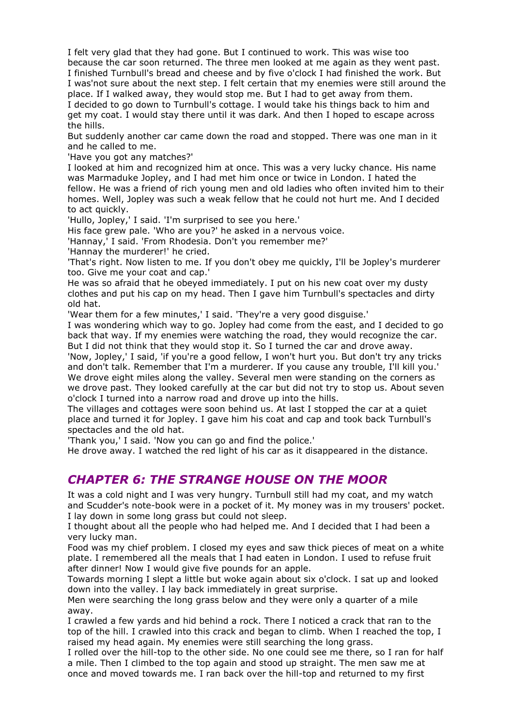I felt very glad that they had gone. But I continued to work. This was wise too because the car soon returned. The three men looked at me again as they went past. I finished Turnbull's bread and cheese and by five o'clock I had finished the work. But I was'not sure about the next step. I felt certain that my enemies were still around the place. If I walked away, they would stop me. But I had to get away from them.

I decided to go down to Turnbull's cottage. I would take his things back to him and get my coat. I would stay there until it was dark. And then I hoped to escape across the hills.

But suddenly another car came down the road and stopped. There was one man in it and he called to me.

'Have you got any matches?'

I looked at him and recognized him at once. This was a very lucky chance. His name was Marmaduke Jopley, and I had met him once or twice in London. I hated the fellow. He was a friend of rich young men and old ladies who often invited him to their homes. Well, Jopley was such a weak fellow that he could not hurt me. And I decided to act quickly.

'Hullo, Jopley,' I said. 'I'm surprised to see you here.'

His face grew pale. 'Who are you?' he asked in a nervous voice.

'Hannay,' I said. 'From Rhodesia. Don't you remember me?'

'Hannay the murderer!' he cried.

'That's right. Now listen to me. If you don't obey me quickly, I'll be Jopley's murderer too. Give me your coat and cap.'

He was so afraid that he obeyed immediately. I put on his new coat over my dusty clothes and put his cap on my head. Then I gave him Turnbull's spectacles and dirty old hat.

'Wear them for a few minutes,' I said. 'They're a very good disguise.'

I was wondering which way to go. Jopley had come from the east, and I decided to go back that way. If my enemies were watching the road, they would recognize the car. But I did not think that they would stop it. So I turned the car and drove away.

'Now, Jopley,' I said, 'if you're a good fellow, I won't hurt you. But don't try any tricks and don't talk. Remember that I'm a murderer. If you cause any trouble, I'll kill you.'

We drove eight miles along the valley. Several men were standing on the corners as we drove past. They looked carefully at the car but did not try to stop us. About seven o'clock I turned into a narrow road and drove up into the hills.

The villages and cottages were soon behind us. At last I stopped the car at a quiet place and turned it for Jopley. I gave him his coat and cap and took back Turnbull's spectacles and the old hat.

'Thank you,' I said. 'Now you can go and find the police.'

He drove away. I watched the red light of his car as it disappeared in the distance.

## *CHAPTER 6: THE STRANGE HOUSE ON THE MOOR*

It was a cold night and I was very hungry. Turnbull still had my coat, and my watch and Scudder's note-book were in a pocket of it. My money was in my trousers' pocket. I lay down in some long grass but could not sleep.

I thought about all the people who had helped me. And I decided that I had been a very lucky man.

Food was my chief problem. I closed my eyes and saw thick pieces of meat on a white plate. I remembered all the meals that I had eaten in London. I used to refuse fruit after dinner! Now I would give five pounds for an apple.

Towards morning I slept a little but woke again about six o'clock. I sat up and looked down into the valley. I lay back immediately in great surprise.

Men were searching the long grass below and they were only a quarter of a mile away.

I crawled a few yards and hid behind a rock. There I noticed a crack that ran to the top of the hill. I crawled into this crack and began to climb. When I reached the top, I raised my head again. My enemies were still searching the long grass.

I rolled over the hill-top to the other side. No one could see me there, so I ran for half a mile. Then I climbed to the top again and stood up straight. The men saw me at once and moved towards me. I ran back over the hill-top and returned to my first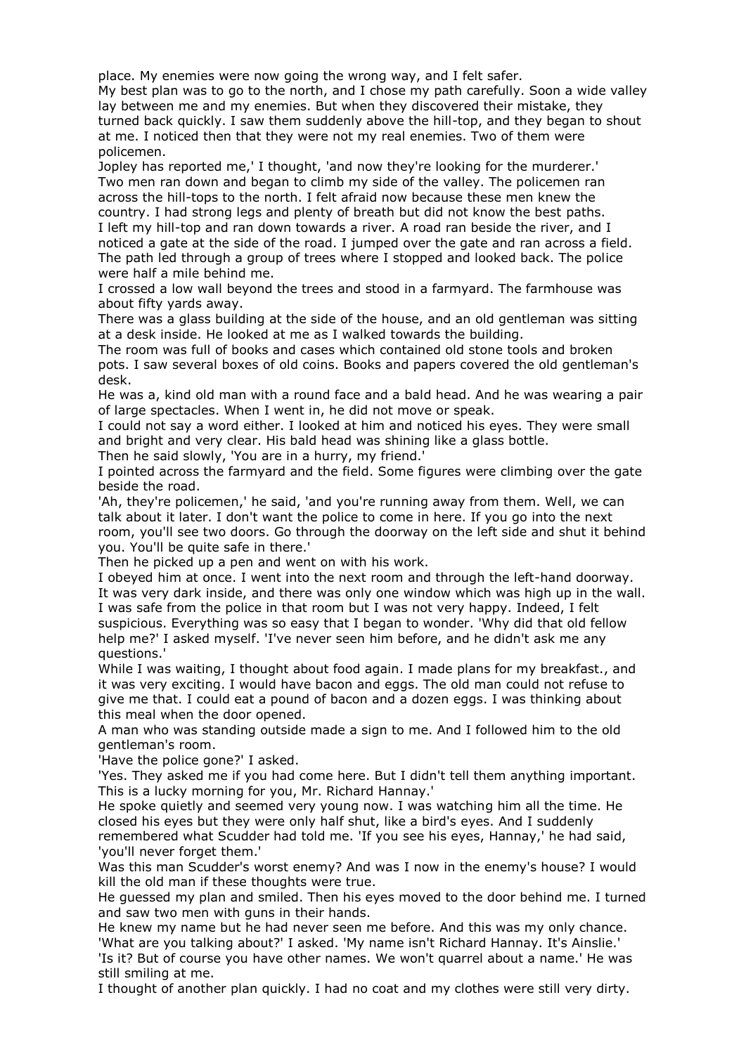place. My enemies were now going the wrong way, and I felt safer.

My best plan was to go to the north, and I chose my path carefully. Soon a wide valley lay between me and my enemies. But when they discovered their mistake, they turned back quickly. I saw them suddenly above the hill-top, and they began to shout at me. I noticed then that they were not my real enemies. Two of them were policemen.

Jopley has reported me,' I thought, 'and now they're looking for the murderer.'

Two men ran down and began to climb my side of the valley. The policemen ran across the hill-tops to the north. I felt afraid now because these men knew the country. I had strong legs and plenty of breath but did not know the best paths.

I left my hill-top and ran down towards a river. A road ran beside the river, and I noticed a gate at the side of the road. I jumped over the gate and ran across a field. The path led through a group of trees where I stopped and looked back. The police were half a mile behind me.

I crossed a low wall beyond the trees and stood in a farmyard. The farmhouse was about fifty yards away.

There was a glass building at the side of the house, and an old gentleman was sitting at a desk inside. He looked at me as I walked towards the building.

The room was full of books and cases which contained old stone tools and broken pots. I saw several boxes of old coins. Books and papers covered the old gentleman's desk.

He was a, kind old man with a round face and a bald head. And he was wearing a pair of large spectacles. When I went in, he did not move or speak.

I could not say a word either. I looked at him and noticed his eyes. They were small and bright and very clear. His bald head was shining like a glass bottle.

Then he said slowly, 'You are in a hurry, my friend.'

I pointed across the farmyard and the field. Some figures were climbing over the gate beside the road.

'Ah, they're policemen,' he said, 'and you're running away from them. Well, we can talk about it later. I don't want the police to come in here. If you go into the next room, you'll see two doors. Go through the doorway on the left side and shut it behind you. You'll be quite safe in there.'

Then he picked up a pen and went on with his work.

I obeyed him at once. I went into the next room and through the left-hand doorway. It was very dark inside, and there was only one window which was high up in the wall. I was safe from the police in that room but I was not very happy. Indeed, I felt suspicious. Everything was so easy that I began to wonder. 'Why did that old fellow help me?' I asked myself. 'I've never seen him before, and he didn't ask me any questions.'

While I was waiting, I thought about food again. I made plans for my breakfast., and it was very exciting. I would have bacon and eggs. The old man could not refuse to give me that. I could eat a pound of bacon and a dozen eggs. I was thinking about this meal when the door opened.

A man who was standing outside made a sign to me. And I followed him to the old gentleman's room.

'Have the police gone?' I asked.

'Yes. They asked me if you had come here. But I didn't tell them anything important. This is a lucky morning for you, Mr. Richard Hannay.'

He spoke quietly and seemed very young now. I was watching him all the time. He closed his eyes but they were only half shut, like a bird's eyes. And I suddenly remembered what Scudder had told me. 'If you see his eyes, Hannay,' he had said, 'you'll never forget them.'

Was this man Scudder's worst enemy? And was I now in the enemy's house? I would kill the old man if these thoughts were true.

He guessed my plan and smiled. Then his eyes moved to the door behind me. I turned and saw two men with guns in their hands.

He knew my name but he had never seen me before. And this was my only chance.

'What are you talking about?' I asked. 'My name isn't Richard Hannay. It's Ainslie.'

'Is it? But of course you have other names. We won't quarrel about a name.' He was still smiling at me.

I thought of another plan quickly. I had no coat and my clothes were still very dirty.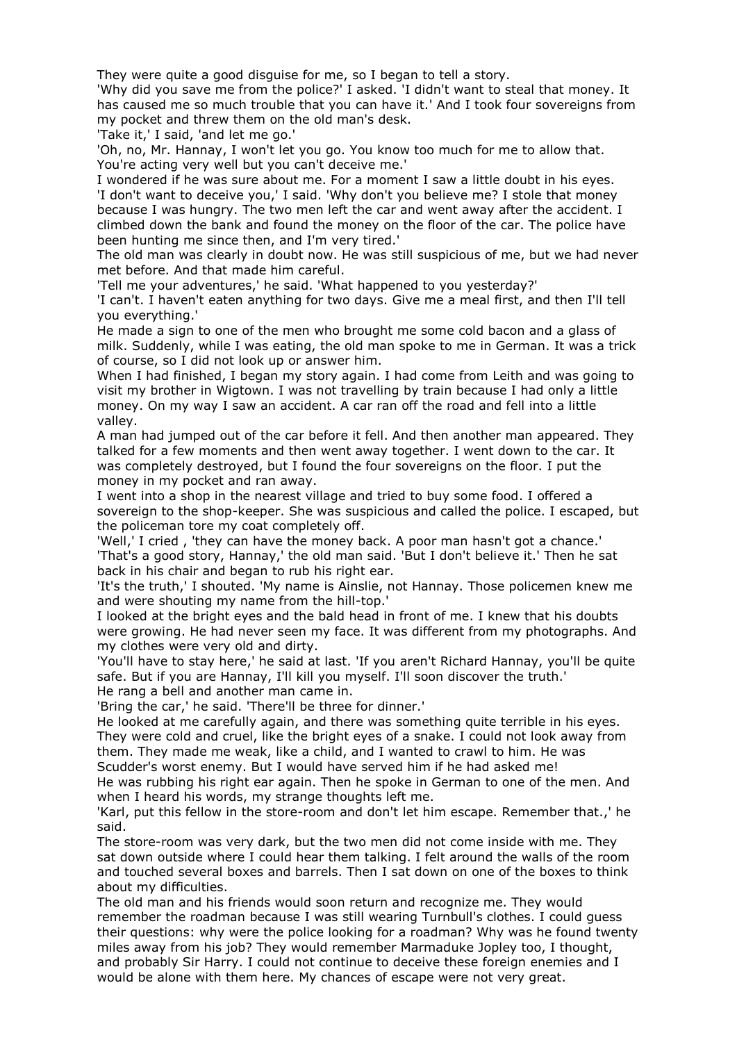They were quite a good disguise for me, so I began to tell a story.

'Why did you save me from the police?' I asked. 'I didn't want to steal that money. It has caused me so much trouble that you can have it.' And I took four sovereigns from my pocket and threw them on the old man's desk.

'Take it,' I said, 'and let me go.'

'Oh, no, Mr. Hannay, I won't let you go. You know too much for me to allow that. You're acting very well but you can't deceive me.'

I wondered if he was sure about me. For a moment I saw a little doubt in his eyes.

'I don't want to deceive you,' I said. 'Why don't you believe me? I stole that money because I was hungry. The two men left the car and went away after the accident. I climbed down the bank and found the money on the floor of the car. The police have been hunting me since then, and I'm very tired.'

The old man was clearly in doubt now. He was still suspicious of me, but we had never met before. And that made him careful.

'Tell me your adventures,' he said. 'What happened to you yesterday?'

'I can't. I haven't eaten anything for two days. Give me a meal first, and then I'll tell you everything.'

He made a sign to one of the men who brought me some cold bacon and a glass of milk. Suddenly, while I was eating, the old man spoke to me in German. It was a trick of course, so I did not look up or answer him.

When I had finished, I began my story again. I had come from Leith and was going to visit my brother in Wigtown. I was not travelling by train because I had only a little money. On my way I saw an accident. A car ran off the road and fell into a little valley.

A man had jumped out of the car before it fell. And then another man appeared. They talked for a few moments and then went away together. I went down to the car. It was completely destroyed, but I found the four sovereigns on the floor. I put the money in my pocket and ran away.

I went into a shop in the nearest village and tried to buy some food. I offered a sovereign to the shop-keeper. She was suspicious and called the police. I escaped, but the policeman tore my coat completely off.

'Well,' I cried , 'they can have the money back. A poor man hasn't got a chance.'

'That's a good story, Hannay,' the old man said. 'But I don't believe it.' Then he sat back in his chair and began to rub his right ear.

'It's the truth,' I shouted. 'My name is Ainslie, not Hannay. Those policemen knew me and were shouting my name from the hill-top.'

I looked at the bright eyes and the bald head in front of me. I knew that his doubts were growing. He had never seen my face. It was different from my photographs. And my clothes were very old and dirty.

'You'll have to stay here,' he said at last. 'If you aren't Richard Hannay, you'll be quite safe. But if you are Hannay, I'll kill you myself. I'll soon discover the truth.'

He rang a bell and another man came in.

'Bring the car,' he said. 'There'll be three for dinner.'

He looked at me carefully again, and there was something quite terrible in his eyes. They were cold and cruel, like the bright eyes of a snake. I could not look away from them. They made me weak, like a child, and I wanted to crawl to him. He was Scudder's worst enemy. But I would have served him if he had asked me!

He was rubbing his right ear again. Then he spoke in German to one of the men. And when I heard his words, my strange thoughts left me.

'Karl, put this fellow in the store-room and don't let him escape. Remember that.,' he said.

The store-room was very dark, but the two men did not come inside with me. They sat down outside where I could hear them talking. I felt around the walls of the room and touched several boxes and barrels. Then I sat down on one of the boxes to think about my difficulties.

The old man and his friends would soon return and recognize me. They would remember the roadman because I was still wearing Turnbull's clothes. I could guess their questions: why were the police looking for a roadman? Why was he found twenty miles away from his job? They would remember Marmaduke Jopley too, I thought, and probably Sir Harry. I could not continue to deceive these foreign enemies and I would be alone with them here. My chances of escape were not very great.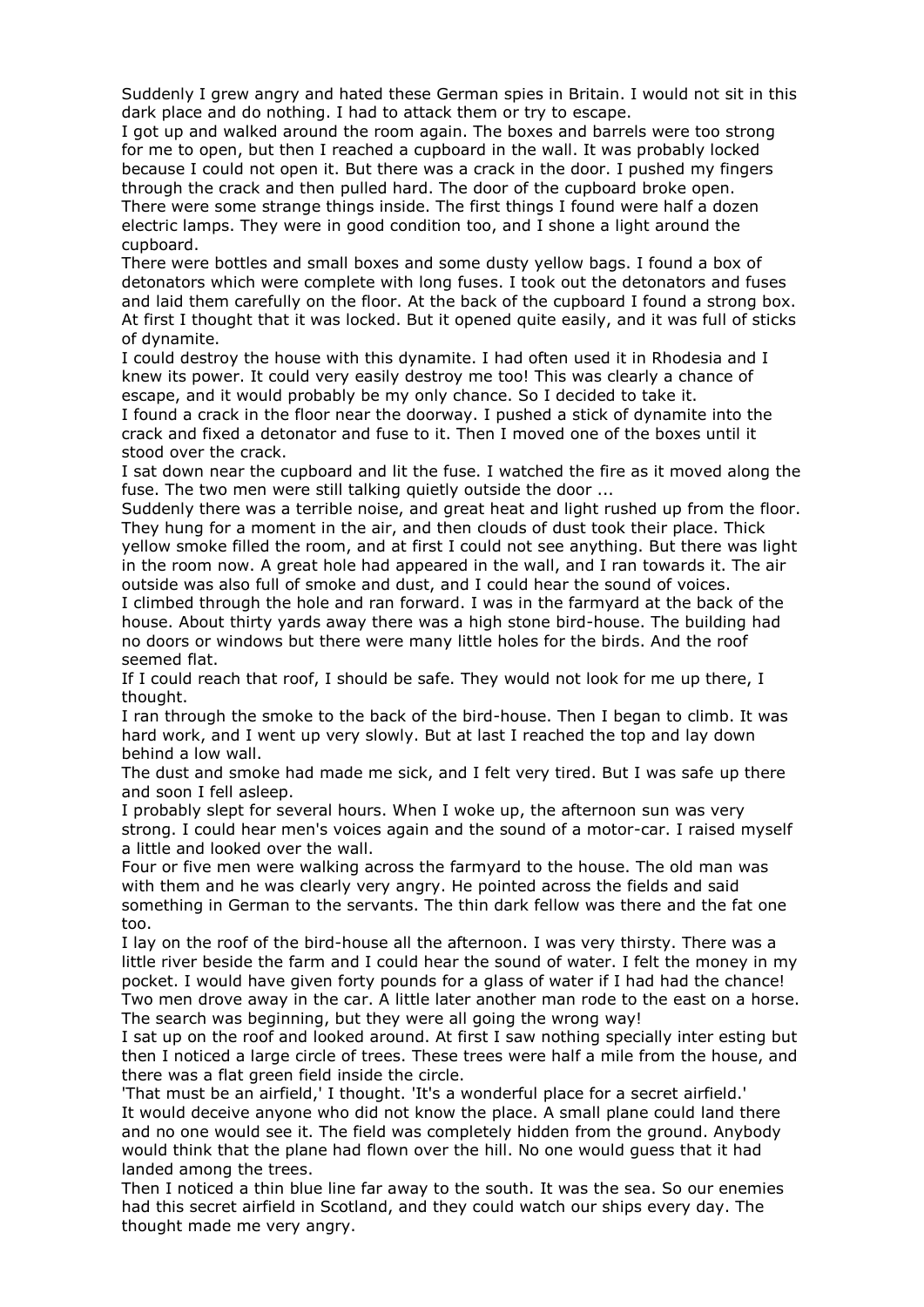Suddenly I grew angry and hated these German spies in Britain. I would not sit in this dark place and do nothing. I had to attack them or try to escape.

I got up and walked around the room again. The boxes and barrels were too strong for me to open, but then I reached a cupboard in the wall. It was probably locked because I could not open it. But there was a crack in the door. I pushed my fingers through the crack and then pulled hard. The door of the cupboard broke open.

There were some strange things inside. The first things I found were half a dozen electric lamps. They were in good condition too, and I shone a light around the cupboard.

There were bottles and small boxes and some dusty yellow bags. I found a box of detonators which were complete with long fuses. I took out the detonators and fuses and laid them carefully on the floor. At the back of the cupboard I found a strong box. At first I thought that it was locked. But it opened quite easily, and it was full of sticks of dynamite.

I could destroy the house with this dynamite. I had often used it in Rhodesia and I knew its power. It could very easily destroy me too! This was clearly a chance of escape, and it would probably be my only chance. So I decided to take it.

I found a crack in the floor near the doorway. I pushed a stick of dynamite into the crack and fixed a detonator and fuse to it. Then I moved one of the boxes until it stood over the crack.

I sat down near the cupboard and lit the fuse. I watched the fire as it moved along the fuse. The two men were still talking quietly outside the door ...

Suddenly there was a terrible noise, and great heat and light rushed up from the floor. They hung for a moment in the air, and then clouds of dust took their place. Thick yellow smoke filled the room, and at first I could not see anything. But there was light in the room now. A great hole had appeared in the wall, and I ran towards it. The air outside was also full of smoke and dust, and I could hear the sound of voices.

I climbed through the hole and ran forward. I was in the farmyard at the back of the house. About thirty yards away there was a high stone bird-house. The building had no doors or windows but there were many little holes for the birds. And the roof seemed flat.

If I could reach that roof, I should be safe. They would not look for me up there, I thought.

I ran through the smoke to the back of the bird-house. Then I began to climb. It was hard work, and I went up very slowly. But at last I reached the top and lay down behind a low wall.

The dust and smoke had made me sick, and I felt very tired. But I was safe up there and soon I fell asleep.

I probably slept for several hours. When I woke up, the afternoon sun was very strong. I could hear men's voices again and the sound of a motor-car. I raised myself a little and looked over the wall.

Four or five men were walking across the farmyard to the house. The old man was with them and he was clearly very angry. He pointed across the fields and said something in German to the servants. The thin dark fellow was there and the fat one too.

I lay on the roof of the bird-house all the afternoon. I was very thirsty. There was a little river beside the farm and I could hear the sound of water. I felt the money in my pocket. I would have given forty pounds for a glass of water if I had had the chance!

Two men drove away in the car. A little later another man rode to the east on a horse. The search was beginning, but they were all going the wrong way!

I sat up on the roof and looked around. At first I saw nothing specially inter esting but then I noticed a large circle of trees. These trees were half a mile from the house, and there was a flat green field inside the circle.

'That must be an airfield,' I thought. 'It's a wonderful place for a secret airfield.'

It would deceive anyone who did not know the place. A small plane could land there and no one would see it. The field was completely hidden from the ground. Anybody would think that the plane had flown over the hill. No one would guess that it had landed among the trees.

Then I noticed a thin blue line far away to the south. It was the sea. So our enemies had this secret airfield in Scotland, and they could watch our ships every day. The thought made me very angry.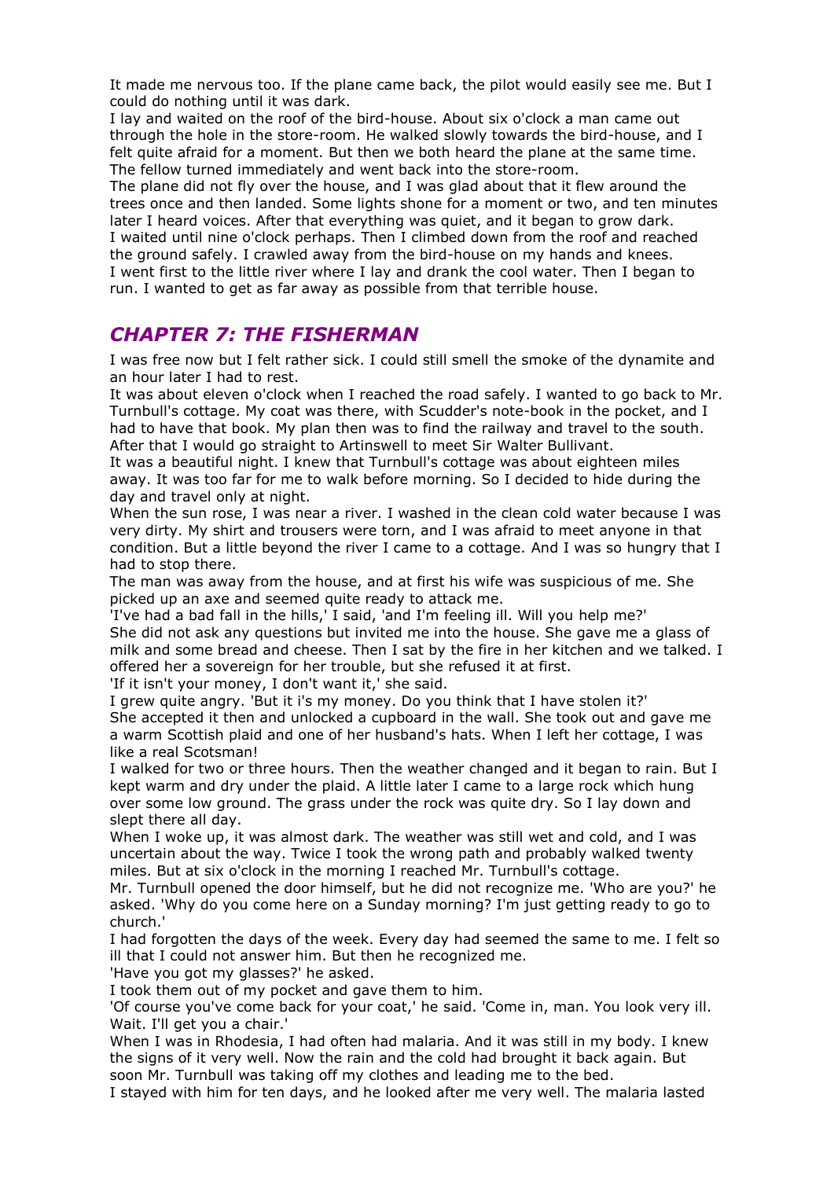It made me nervous too. If the plane came back, the pilot would easily see me. But I could do nothing until it was dark.

I lay and waited on the roof of the bird-house. About six o'clock a man came out through the hole in the store-room. He walked slowly towards the bird-house, and I felt quite afraid for a moment. But then we both heard the plane at the same time. The fellow turned immediately and went back into the store-room.

The plane did not fly over the house, and I was glad about that it flew around the trees once and then landed. Some lights shone for a moment or two, and ten minutes later I heard voices. After that everything was quiet, and it began to grow dark.

I waited until nine o'clock perhaps. Then I climbed down from the roof and reached the ground safely. I crawled away from the bird-house on my hands and knees.

I went first to the little river where I lay and drank the cool water. Then I began to run. I wanted to get as far away as possible from that terrible house.

## *CHAPTER 7: THE FISHERMAN*

I was free now but I felt rather sick. I could still smell the smoke of the dynamite and an hour later I had to rest.

It was about eleven o'clock when I reached the road safely. I wanted to go back to Mr. Turnbull's cottage. My coat was there, with Scudder's note-book in the pocket, and I had to have that book. My plan then was to find the railway and travel to the south. After that I would go straight to Artinswell to meet Sir Walter Bullivant.

It was a beautiful night. I knew that Turnbull's cottage was about eighteen miles away. It was too far for me to walk before morning. So I decided to hide during the day and travel only at night.

When the sun rose, I was near a river. I washed in the clean cold water because I was very dirty. My shirt and trousers were torn, and I was afraid to meet anyone in that condition. But a little beyond the river I came to a cottage. And I was so hungry that I had to stop there.

The man was away from the house, and at first his wife was suspicious of me. She picked up an axe and seemed quite ready to attack me.

'I've had a bad fall in the hills,' I said, 'and I'm feeling ill. Will you help me?'

She did not ask any questions but invited me into the house. She gave me a glass of milk and some bread and cheese. Then I sat by the fire in her kitchen and we talked. I offered her a sovereign for her trouble, but she refused it at first.

'If it isn't your money, I don't want it,' she said.

I grew quite angry. 'But it i's my money. Do you think that I have stolen it?'

She accepted it then and unlocked a cupboard in the wall. She took out and gave me a warm Scottish plaid and one of her husband's hats. When I left her cottage, I was like a real Scotsman!

I walked for two or three hours. Then the weather changed and it began to rain. But I kept warm and dry under the plaid. A little later I came to a large rock which hung over some low ground. The grass under the rock was quite dry. So I lay down and slept there all day.

When I woke up, it was almost dark. The weather was still wet and cold, and I was uncertain about the way. Twice I took the wrong path and probably walked twenty miles. But at six o'clock in the morning I reached Mr. Turnbull's cottage.

Mr. Turnbull opened the door himself, but he did not recognize me. 'Who are you?' he asked. 'Why do you come here on a Sunday morning? I'm just getting ready to go to church.'

I had forgotten the days of the week. Every day had seemed the same to me. I felt so ill that I could not answer him. But then he recognized me.

'Have you got my glasses?' he asked.

I took them out of my pocket and gave them to him.

'Of course you've come back for your coat,' he said. 'Come in, man. You look very ill. Wait. I'll get you a chair.'

When I was in Rhodesia, I had often had malaria. And it was still in my body. I knew the signs of it very well. Now the rain and the cold had brought it back again. But soon Mr. Turnbull was taking off my clothes and leading me to the bed.

I stayed with him for ten days, and he looked after me very well. The malaria lasted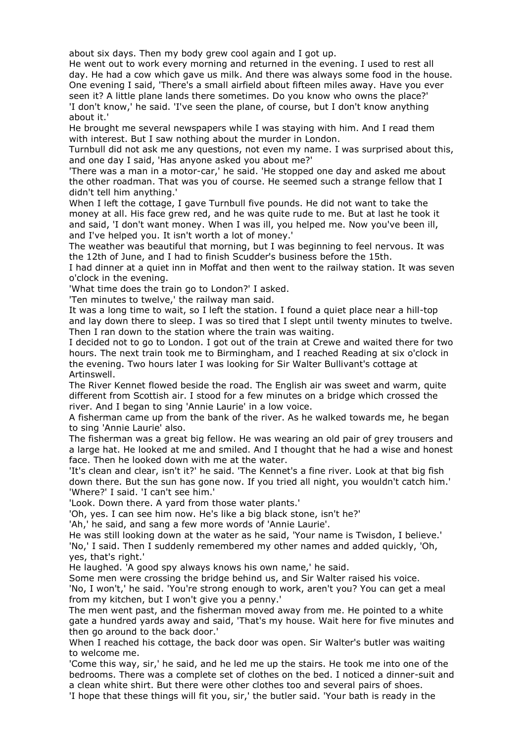about six days. Then my body grew cool again and I got up.

He went out to work every morning and returned in the evening. I used to rest all day. He had a cow which gave us milk. And there was always some food in the house. One evening I said, 'There's a small airfield about fifteen miles away. Have you ever seen it? A little plane lands there sometimes. Do you know who owns the place?'

'I don't know,' he said. 'I've seen the plane, of course, but I don't know anything about it.'

He brought me several newspapers while I was staying with him. And I read them with interest. But I saw nothing about the murder in London.

Turnbull did not ask me any questions, not even my name. I was surprised about this, and one day I said, 'Has anyone asked you about me?'

'There was a man in a motor-car,' he said. 'He stopped one day and asked me about the other roadman. That was you of course. He seemed such a strange fellow that I didn't tell him anything.'

When I left the cottage, I gave Turnbull five pounds. He did not want to take the money at all. His face grew red, and he was quite rude to me. But at last he took it and said, 'I don't want money. When I was ill, you helped me. Now you've been ill, and I've helped you. It isn't worth a lot of money.'

The weather was beautiful that morning, but I was beginning to feel nervous. It was the 12th of June, and I had to finish Scudder's business before the 15th.

I had dinner at a quiet inn in Moffat and then went to the railway station. It was seven o'clock in the evening.

'What time does the train go to London?' I asked.

'Ten minutes to twelve,' the railway man said.

It was a long time to wait, so I left the station. I found a quiet place near a hill-top and lay down there to sleep. I was so tired that I slept until twenty minutes to twelve. Then I ran down to the station where the train was waiting.

I decided not to go to London. I got out of the train at Crewe and waited there for two hours. The next train took me to Birmingham, and I reached Reading at six o'clock in the evening. Two hours later I was looking for Sir Walter Bullivant's cottage at Artinswell.

The River Kennet flowed beside the road. The English air was sweet and warm, quite different from Scottish air. I stood for a few minutes on a bridge which crossed the river. And I began to sing 'Annie Laurie' in a low voice.

A fisherman came up from the bank of the river. As he walked towards me, he began to sing 'Annie Laurie' also.

The fisherman was a great big fellow. He was wearing an old pair of grey trousers and a large hat. He looked at me and smiled. And I thought that he had a wise and honest face. Then he looked down with me at the water.

'It's clean and clear, isn't it?' he said. 'The Kennet's a fine river. Look at that big fish down there. But the sun has gone now. If you tried all night, you wouldn't catch him.'

'Where?' I said. 'I can't see him.'

'Look. Down there. A yard from those water plants.'

'Oh, yes. I can see him now. He's like a big black stone, isn't he?'

'Ah,' he said, and sang a few more words of 'Annie Laurie'.

He was still looking down at the water as he said, 'Your name is Twisdon, I believe.'

'No,' I said. Then I suddenly remembered my other names and added quickly, 'Oh, yes, that's right.'

He laughed. 'A good spy always knows his own name,' he said.

Some men were crossing the bridge behind us, and Sir Walter raised his voice.

'No, I won't,' he said. 'You're strong enough to work, aren't you? You can get a meal from my kitchen, but I won't give you a penny.'

The men went past, and the fisherman moved away from me. He pointed to a white gate a hundred yards away and said, 'That's my house. Wait here for five minutes and then go around to the back door.'

When I reached his cottage, the back door was open. Sir Walter's butler was waiting to welcome me.

'Come this way, sir,' he said, and he led me up the stairs. He took me into one of the bedrooms. There was a complete set of clothes on the bed. I noticed a dinner-suit and a clean white shirt. But there were other clothes too and several pairs of shoes.

'I hope that these things will fit you, sir,' the butler said. 'Your bath is ready in the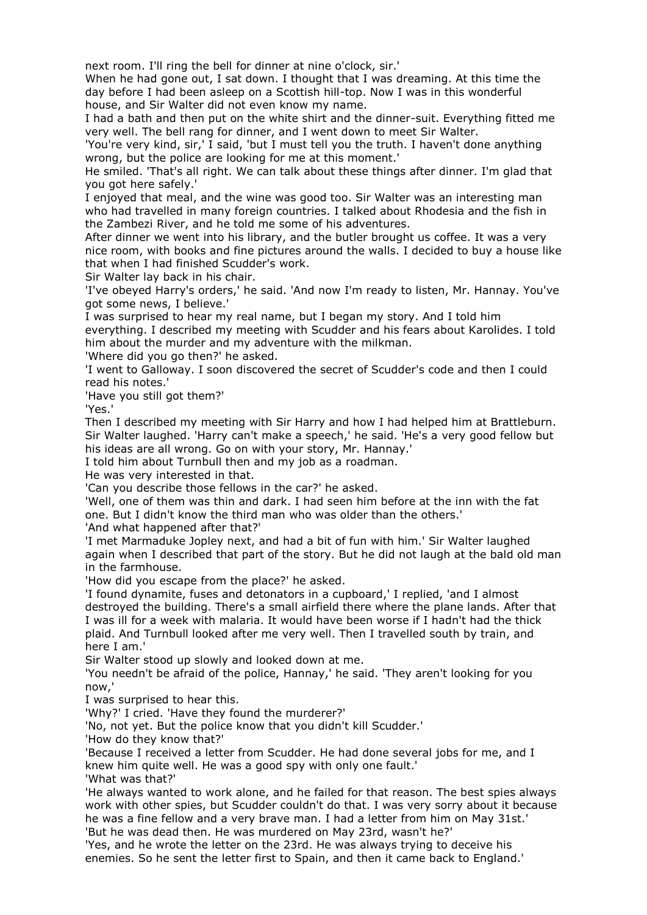next room. I'll ring the bell for dinner at nine o'clock, sir.'

When he had gone out, I sat down. I thought that I was dreaming. At this time the day before I had been asleep on a Scottish hill-top. Now I was in this wonderful house, and Sir Walter did not even know my name.

I had a bath and then put on the white shirt and the dinner-suit. Everything fitted me very well. The bell rang for dinner, and I went down to meet Sir Walter.

'You're very kind, sir,' I said, 'but I must tell you the truth. I haven't done anything wrong, but the police are looking for me at this moment.'

He smiled. 'That's all right. We can talk about these things after dinner. I'm glad that you got here safely.'

I enjoyed that meal, and the wine was good too. Sir Walter was an interesting man who had travelled in many foreign countries. I talked about Rhodesia and the fish in the Zambezi River, and he told me some of his adventures.

After dinner we went into his library, and the butler brought us coffee. It was a very nice room, with books and fine pictures around the walls. I decided to buy a house like that when I had finished Scudder's work.

Sir Walter lay back in his chair.

'I've obeyed Harry's orders,' he said. 'And now I'm ready to listen, Mr. Hannay. You've got some news, I believe.'

I was surprised to hear my real name, but I began my story. And I told him everything. I described my meeting with Scudder and his fears about Karolides. I told him about the murder and my adventure with the milkman.

'Where did you go then?' he asked.

'I went to Galloway. I soon discovered the secret of Scudder's code and then I could read his notes.'

'Have you still got them?'

'Yes.'

Then I described my meeting with Sir Harry and how I had helped him at Brattleburn. Sir Walter laughed. 'Harry can't make a speech,' he said. 'He's a very good fellow but his ideas are all wrong. Go on with your story, Mr. Hannay.'

I told him about Turnbull then and my job as a roadman.

He was very interested in that.

'Can you describe those fellows in the car?' he asked.

'Well, one of them was thin and dark. I had seen him before at the inn with the fat one. But I didn't know the third man who was older than the others.'

'And what happened after that?'

'I met Marmaduke Jopley next, and had a bit of fun with him.' Sir Walter laughed again when I described that part of the story. But he did not laugh at the bald old man in the farmhouse.

'How did you escape from the place?' he asked.

'I found dynamite, fuses and detonators in a cupboard,' I replied, 'and I almost destroyed the building. There's a small airfield there where the plane lands. After that I was ill for a week with malaria. It would have been worse if I hadn't had the thick plaid. And Turnbull looked after me very well. Then I travelled south by train, and here I am.'

Sir Walter stood up slowly and looked down at me.

'You needn't be afraid of the police, Hannay,' he said. 'They aren't looking for you now,'

I was surprised to hear this.

'Why?' I cried. 'Have they found the murderer?'

'No, not yet. But the police know that you didn't kill Scudder.'

'How do they know that?'

'Because I received a letter from Scudder. He had done several jobs for me, and I knew him quite well. He was a good spy with only one fault.'

'What was that?'

'He always wanted to work alone, and he failed for that reason. The best spies always work with other spies, but Scudder couldn't do that. I was very sorry about it because he was a fine fellow and a very brave man. I had a letter from him on May 31st.'

'But he was dead then. He was murdered on May 23rd, wasn't he?'

'Yes, and he wrote the letter on the 23rd. He was always trying to deceive his enemies. So he sent the letter first to Spain, and then it came back to England.'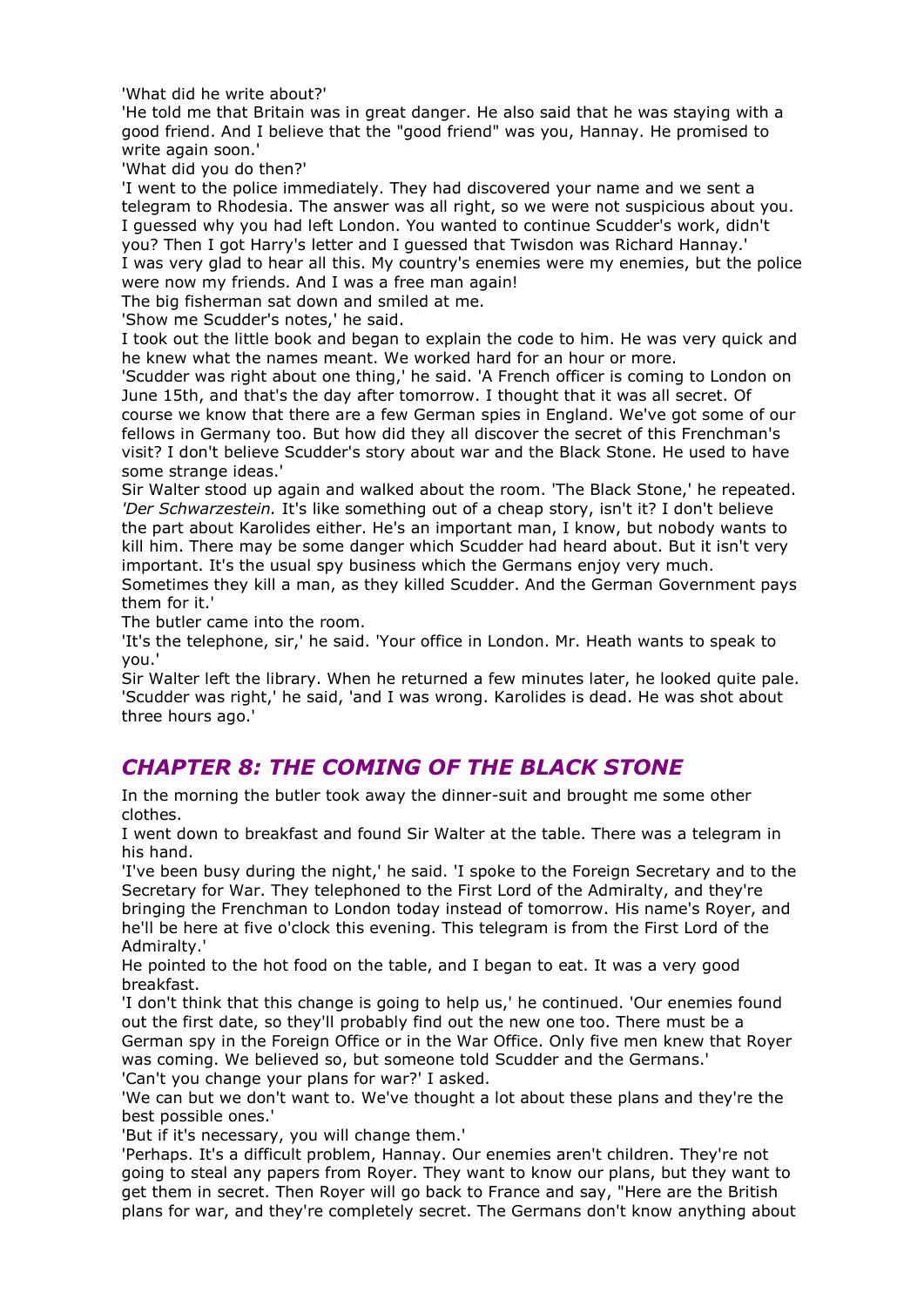'What did he write about?'

'He told me that Britain was in great danger. He also said that he was staying with a good friend. And I believe that the "good friend" was you, Hannay. He promised to write again soon.'

'What did you do then?'

'I went to the police immediately. They had discovered your name and we sent a telegram to Rhodesia. The answer was all right, so we were not suspicious about you. I guessed why you had left London. You wanted to continue Scudder's work, didn't you? Then I got Harry's letter and I guessed that Twisdon was Richard Hannay.'

I was very glad to hear all this. My country's enemies were my enemies, but the police were now my friends. And I was a free man again!

The big fisherman sat down and smiled at me.

'Show me Scudder's notes,' he said.

I took out the little book and began to explain the code to him. He was very quick and he knew what the names meant. We worked hard for an hour or more.

'Scudder was right about one thing,' he said. 'A French officer is coming to London on June 15th, and that's the day after tomorrow. I thought that it was all secret. Of course we know that there are a few German spies in England. We've got some of our fellows in Germany too. But how did they all discover the secret of this Frenchman's visit? I don't believe Scudder's story about war and the Black Stone. He used to have some strange ideas.'

Sir Walter stood up again and walked about the room. 'The Black Stone,' he repeated. *'Der Schwarzestein.* It's like something out of a cheap story, isn't it? I don't believe the part about Karolides either. He's an important man, I know, but nobody wants to kill him. There may be some danger which Scudder had heard about. But it isn't very important. It's the usual spy business which the Germans enjoy very much. Sometimes they kill a man, as they killed Scudder. And the German Government pays them for it.'

The butler came into the room.

'It's the telephone, sir,' he said. 'Your office in London. Mr. Heath wants to speak to you.'

Sir Walter left the library. When he returned a few minutes later, he looked quite pale. 'Scudder was right,' he said, 'and I was wrong. Karolides is dead. He was shot about three hours ago.'

## *CHAPTER 8: THE COMING OF THE BLACK STONE*

In the morning the butler took away the dinner-suit and brought me some other clothes.

I went down to breakfast and found Sir Walter at the table. There was a telegram in his hand.

'I've been busy during the night,' he said. 'I spoke to the Foreign Secretary and to the Secretary for War. They telephoned to the First Lord of the Admiralty, and they're bringing the Frenchman to London today instead of tomorrow. His name's Royer, and he'll be here at five o'clock this evening. This telegram is from the First Lord of the Admiralty.'

He pointed to the hot food on the table, and I began to eat. It was a very good breakfast.

'I don't think that this change is going to help us,' he continued. 'Our enemies found out the first date, so they'll probably find out the new one too. There must be a German spy in the Foreign Office or in the War Office. Only five men knew that Royer was coming. We believed so, but someone told Scudder and the Germans.'

'Can't you change your plans for war?' I asked.

'We can but we don't want to. We've thought a lot about these plans and they're the best possible ones.'

'But if it's necessary, you will change them.'

'Perhaps. It's a difficult problem, Hannay. Our enemies aren't children. They're not going to steal any papers from Royer. They want to know our plans, but they want to get them in secret. Then Royer will go back to France and say, "Here are the British plans for war, and they're completely secret. The Germans don't know anything about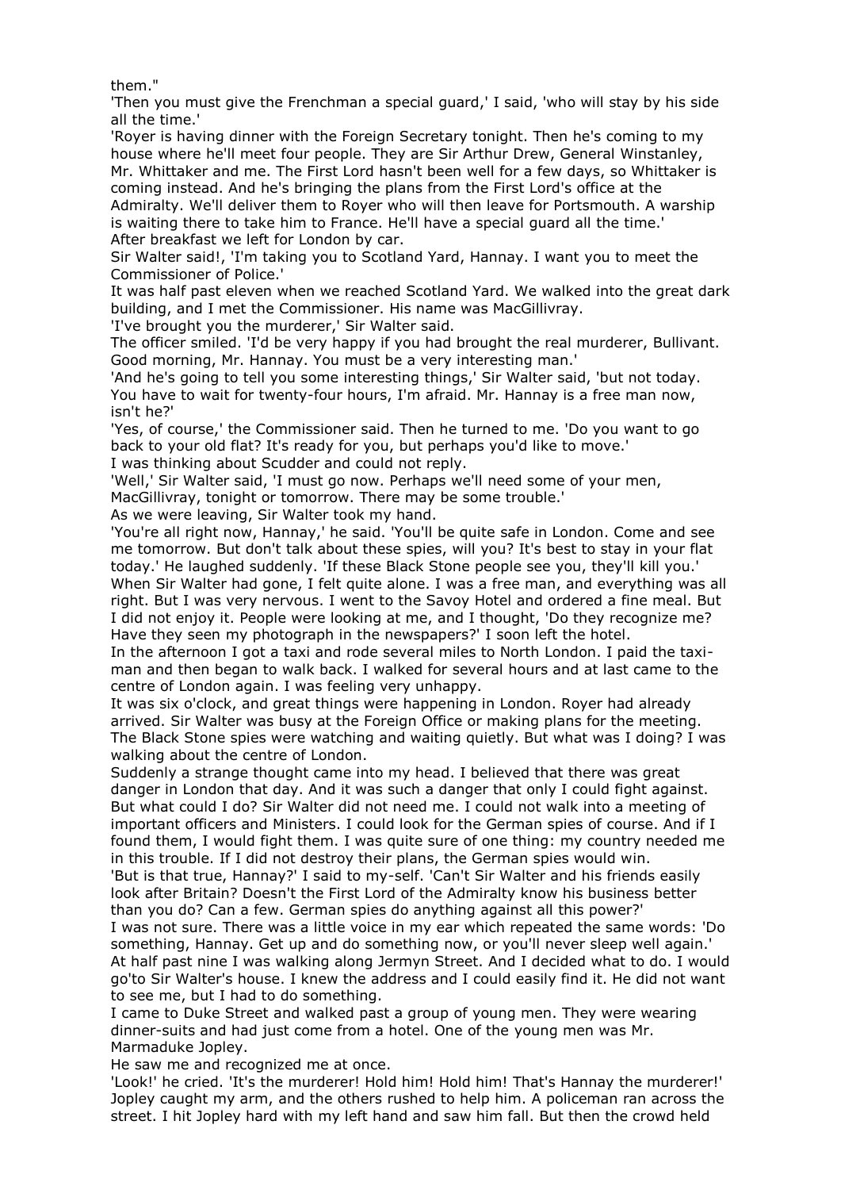them."

'Then you must give the Frenchman a special guard,' I said, 'who will stay by his side all the time.'

'Royer is having dinner with the Foreign Secretary tonight. Then he's coming to my house where he'll meet four people. They are Sir Arthur Drew, General Winstanley, Mr. Whittaker and me. The First Lord hasn't been well for a few days, so Whittaker is coming instead. And he's bringing the plans from the First Lord's office at the Admiralty. We'll deliver them to Royer who will then leave for Portsmouth. A warship is waiting there to take him to France. He'll have a special guard all the time.'

After breakfast we left for London by car.

Sir Walter said!, 'I'm taking you to Scotland Yard, Hannay. I want you to meet the Commissioner of Police.'

It was half past eleven when we reached Scotland Yard. We walked into the great dark building, and I met the Commissioner. His name was MacGillivray.

'I've brought you the murderer,' Sir Walter said.

The officer smiled. 'I'd be very happy if you had brought the real murderer, Bullivant. Good morning, Mr. Hannay. You must be a very interesting man.'

'And he's going to tell you some interesting things,' Sir Walter said, 'but not today. You have to wait for twenty-four hours, I'm afraid. Mr. Hannay is a free man now, isn't he?'

'Yes, of course,' the Commissioner said. Then he turned to me. 'Do you want to go back to your old flat? It's ready for you, but perhaps you'd like to move.'

I was thinking about Scudder and could not reply.

'Well,' Sir Walter said, 'I must go now. Perhaps we'll need some of your men, MacGillivray, tonight or tomorrow. There may be some trouble.'

As we were leaving, Sir Walter took my hand.

'You're all right now, Hannay,' he said. 'You'll be quite safe in London. Come and see me tomorrow. But don't talk about these spies, will you? It's best to stay in your flat today.' He laughed suddenly. 'If these Black Stone people see you, they'll kill you.'

When Sir Walter had gone, I felt quite alone. I was a free man, and everything was all right. But I was very nervous. I went to the Savoy Hotel and ordered a fine meal. But I did not enjoy it. People were looking at me, and I thought, 'Do they recognize me? Have they seen my photograph in the newspapers?' I soon left the hotel.

In the afternoon I got a taxi and rode several miles to North London. I paid the taxi-man and then began to walk back. I walked for several hours and at last came to the centre of London again. I was feeling very unhappy.

It was six o'clock, and great things were happening in London. Royer had already arrived. Sir Walter was busy at the Foreign Office or making plans for the meeting. The Black Stone spies were watching and waiting quietly. But what was I doing? I was walking about the centre of London.

Suddenly a strange thought came into my head. I believed that there was great danger in London that day. And it was such a danger that only I could fight against. But what could I do? Sir Walter did not need me. I could not walk into a meeting of important officers and Ministers. I could look for the German spies of course. And if I found them, I would fight them. I was quite sure of one thing: my country needed me in this trouble. If I did not destroy their plans, the German spies would win.

'But is that true, Hannay?' I said to my-self. 'Can't Sir Walter and his friends easily look after Britain? Doesn't the First Lord of the Admiralty know his business better than you do? Can a few. German spies do anything against all this power?'

I was not sure. There was a little voice in my ear which repeated the same words: 'Do something, Hannay. Get up and do something now, or you'll never sleep well again.'

At half past nine I was walking along Jermyn Street. And I decided what to do. I would go'to Sir Walter's house. I knew the address and I could easily find it. He did not want to see me, but I had to do something.

I came to Duke Street and walked past a group of young men. They were wearing dinner-suits and had just come from a hotel. One of the young men was Mr. Marmaduke Jopley.

He saw me and recognized me at once.

'Look!' he cried. 'It's the murderer! Hold him! Hold him! That's Hannay the murderer!'

Jopley caught my arm, and the others rushed to help him. A policeman ran across the street. I hit Jopley hard with my left hand and saw him fall. But then the crowd held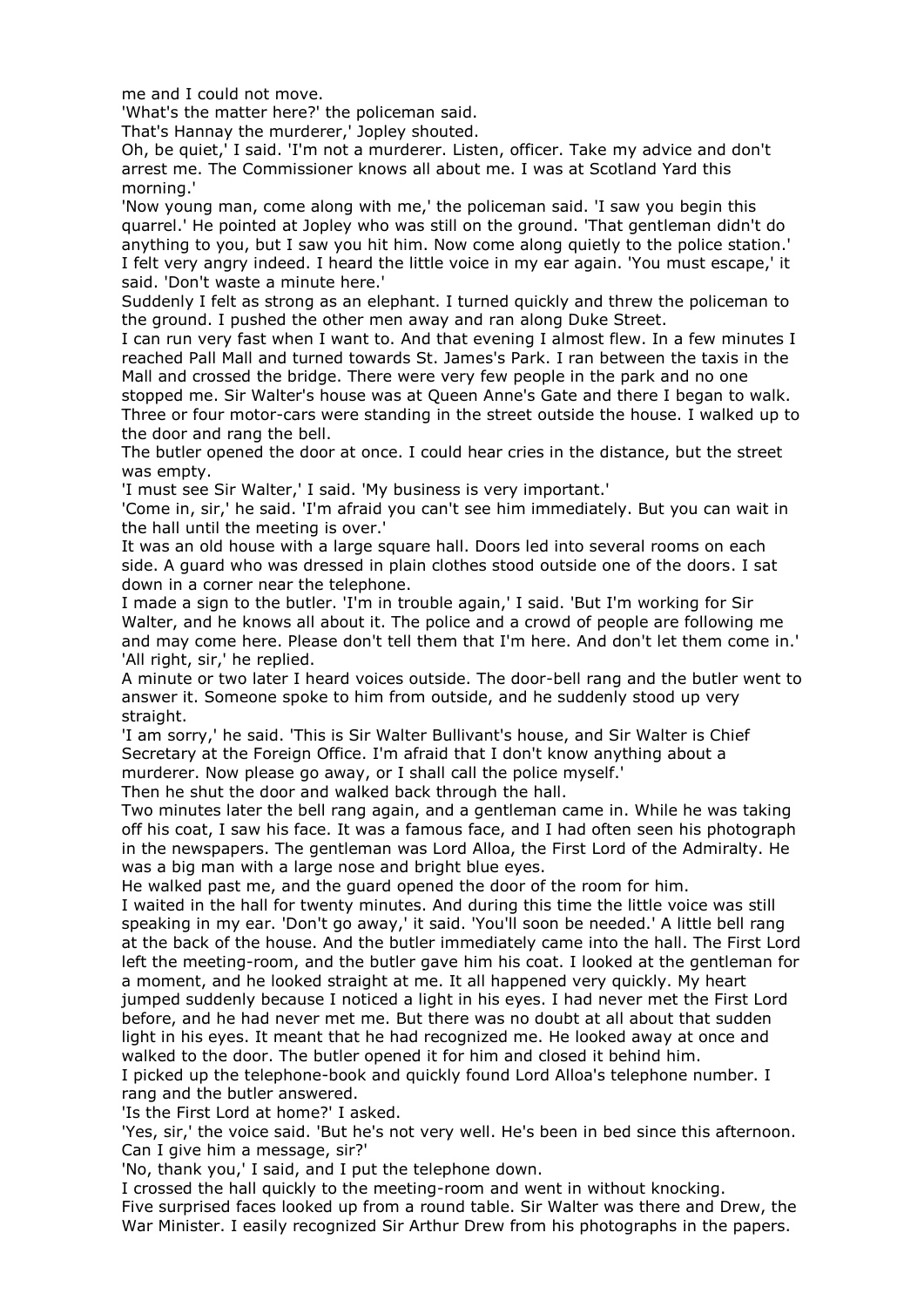me and I could not move.

'What's the matter here?' the policeman said.

That's Hannay the murderer,' Jopley shouted.

Oh, be quiet,' I said. 'I'm not a murderer. Listen, officer. Take my advice and don't arrest me. The Commissioner knows all about me. I was at Scotland Yard this morning.'

'Now young man, come along with me,' the policeman said. 'I saw you begin this quarrel.' He pointed at Jopley who was still on the ground. 'That gentleman didn't do anything to you, but I saw you hit him. Now come along quietly to the police station.'

I felt very angry indeed. I heard the little voice in my ear again. 'You must escape,' it said. 'Don't waste a minute here.'

Suddenly I felt as strong as an elephant. I turned quickly and threw the policeman to the ground. I pushed the other men away and ran along Duke Street.

I can run very fast when I want to. And that evening I almost flew. In a few minutes I reached Pall Mall and turned towards St. James's Park. I ran between the taxis in the Mall and crossed the bridge. There were very few people in the park and no one stopped me. Sir Walter's house was at Queen Anne's Gate and there I began to walk. Three or four motor-cars were standing in the street outside the house. I walked up to the door and rang the bell.

The butler opened the door at once. I could hear cries in the distance, but the street was empty.

'I must see Sir Walter,' I said. 'My business is very important.'

'Come in, sir,' he said. 'I'm afraid you can't see him immediately. But you can wait in the hall until the meeting is over.'

It was an old house with a large square hall. Doors led into several rooms on each side. A guard who was dressed in plain clothes stood outside one of the doors. I sat down in a corner near the telephone.

I made a sign to the butler. 'I'm in trouble again,' I said. 'But I'm working for Sir Walter, and he knows all about it. The police and a crowd of people are following me and may come here. Please don't tell them that I'm here. And don't let them come in.'

'All right, sir,' he replied.

A minute or two later I heard voices outside. The door-bell rang and the butler went to answer it. Someone spoke to him from outside, and he suddenly stood up very straight.

'I am sorry,' he said. 'This is Sir Walter Bullivant's house, and Sir Walter is Chief Secretary at the Foreign Office. I'm afraid that I don't know anything about a murderer. Now please go away, or I shall call the police myself.'

Then he shut the door and walked back through the hall.

Two minutes later the bell rang again, and a gentleman came in. While he was taking off his coat, I saw his face. It was a famous face, and I had often seen his photograph in the newspapers. The gentleman was Lord Alloa, the First Lord of the Admiralty. He was a big man with a large nose and bright blue eyes.

He walked past me, and the guard opened the door of the room for him.

I waited in the hall for twenty minutes. And during this time the little voice was still speaking in my ear. 'Don't go away,' it said. 'You'll soon be needed.' A little bell rang at the back of the house. And the butler immediately came into the hall. The First Lord left the meeting-room, and the butler gave him his coat. I looked at the gentleman for a moment, and he looked straight at me. It all happened very quickly. My heart jumped suddenly because I noticed a light in his eyes. I had never met the First Lord before, and he had never met me. But there was no doubt at all about that sudden light in his eyes. It meant that he had recognized me. He looked away at once and walked to the door. The butler opened it for him and closed it behind him.

I picked up the telephone-book and quickly found Lord Alloa's telephone number. I rang and the butler answered.

'Is the First Lord at home?' I asked.

'Yes, sir,' the voice said. 'But he's not very well. He's been in bed since this afternoon. Can I give him a message, sir?'

'No, thank you,' I said, and I put the telephone down.

I crossed the hall quickly to the meeting-room and went in without knocking.

Five surprised faces looked up from a round table. Sir Walter was there and Drew, the War Minister. I easily recognized Sir Arthur Drew from his photographs in the papers.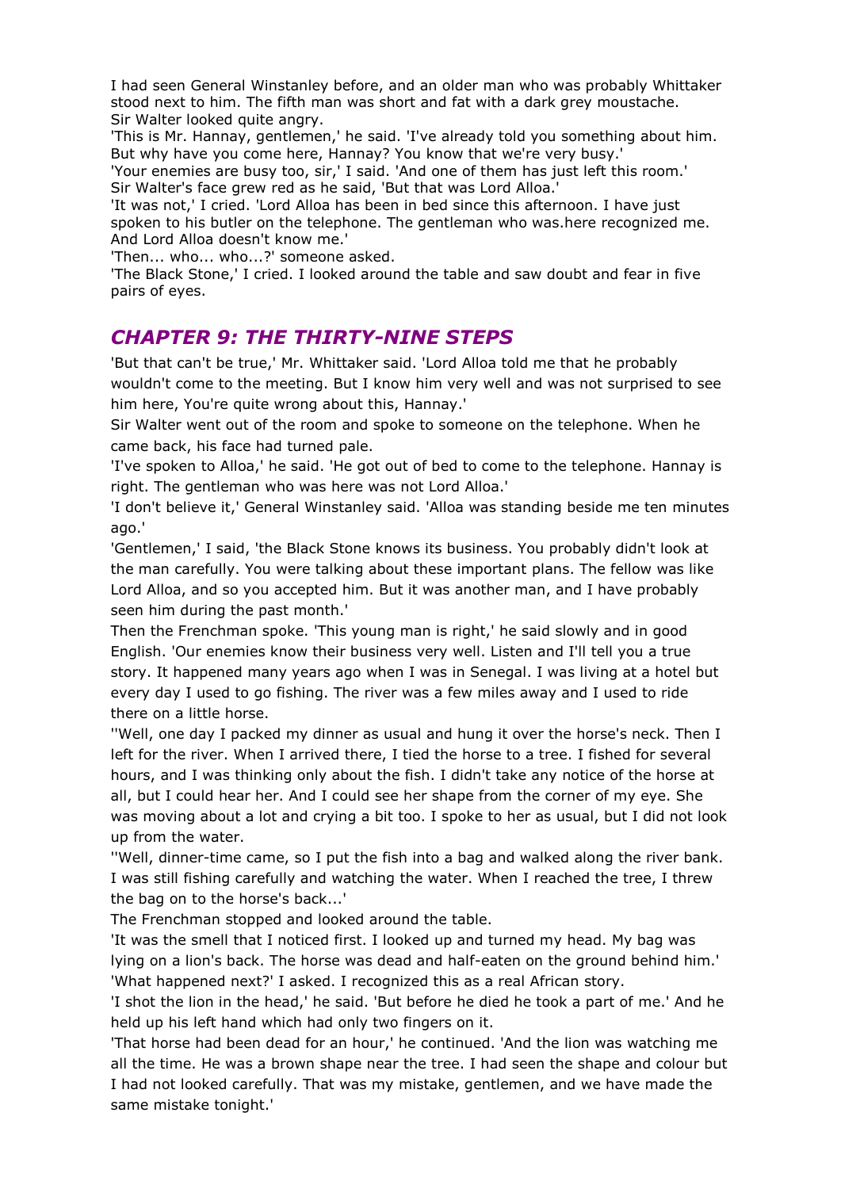I had seen General Winstanley before, and an older man who was probably Whittaker stood next to him. The fifth man was short and fat with a dark grey moustache. Sir Walter looked quite angry.

'This is Mr. Hannay, gentlemen,' he said. 'I've already told you something about him. But why have you come here, Hannay? You know that we're very busy.'

'Your enemies are busy too, sir,' I said. 'And one of them has just left this room.'

Sir Walter's face grew red as he said, 'But that was Lord Alloa.'

'It was not,' I cried. 'Lord Alloa has been in bed since this afternoon. I have just spoken to his butler on the telephone. The gentleman who was.here recognized me. And Lord Alloa doesn't know me.'

'Then... who... who...?' someone asked.

'The Black Stone,' I cried. I looked around the table and saw doubt and fear in five pairs of eyes.

## *CHAPTER 9: THE THIRTY-NINE STEPS*

'But that can't be true,' Mr. Whittaker said. 'Lord Alloa told me that he probably wouldn't come to the meeting. But I know him very well and was not surprised to see him here, You're quite wrong about this, Hannay.'

Sir Walter went out of the room and spoke to someone on the telephone. When he came back, his face had turned pale.

'I've spoken to Alloa,' he said. 'He got out of bed to come to the telephone. Hannay is right. The gentleman who was here was not Lord Alloa.'

'I don't believe it,' General Winstanley said. 'Alloa was standing beside me ten minutes ago.'

'Gentlemen,' I said, 'the Black Stone knows its business. You probably didn't look at the man carefully. You were talking about these important plans. The fellow was like Lord Alloa, and so you accepted him. But it was another man, and I have probably seen him during the past month.'

Then the Frenchman spoke. 'This young man is right,' he said slowly and in good English. 'Our enemies know their business very well. Listen and I'll tell you a true story. It happened many years ago when I was in Senegal. I was living at a hotel but every day I used to go fishing. The river was a few miles away and I used to ride there on a little horse.

''Well, one day I packed my dinner as usual and hung it over the horse's neck. Then I left for the river. When I arrived there, I tied the horse to a tree. I fished for several hours, and I was thinking only about the fish. I didn't take any notice of the horse at all, but I could hear her. And I could see her shape from the corner of my eye. She was moving about a lot and crying a bit too. I spoke to her as usual, but I did not look up from the water.

''Well, dinner-time came, so I put the fish into a bag and walked along the river bank. I was still fishing carefully and watching the water. When I reached the tree, I threw the bag on to the horse's back...'

The Frenchman stopped and looked around the table.

'It was the smell that I noticed first. I looked up and turned my head. My bag was lying on a lion's back. The horse was dead and half-eaten on the ground behind him.'

'What happened next?' I asked. I recognized this as a real African story.

'I shot the lion in the head,' he said. 'But before he died he took a part of me.' And he held up his left hand which had only two fingers on it.

'That horse had been dead for an hour,' he continued. 'And the lion was watching me all the time. He was a brown shape near the tree. I had seen the shape and colour but I had not looked carefully. That was my mistake, gentlemen, and we have made the same mistake tonight.'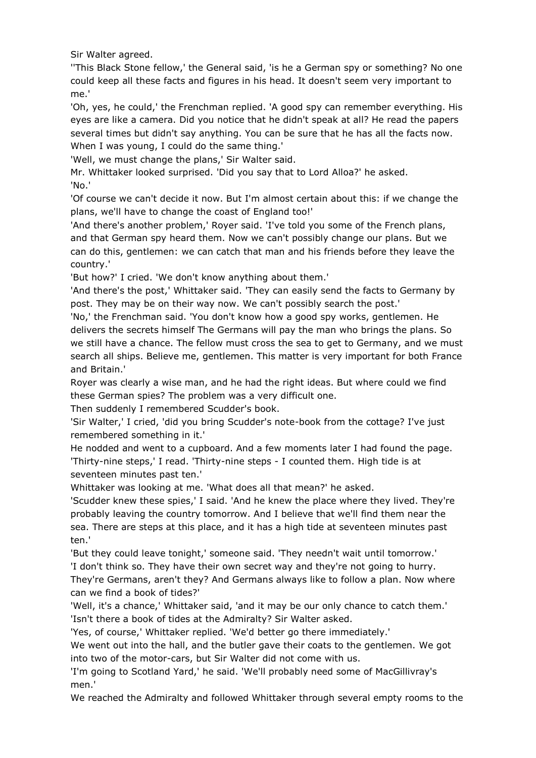Sir Walter agreed.

''This Black Stone fellow,' the General said, 'is he a German spy or something? No one could keep all these facts and figures in his head. It doesn't seem very important to me.'

'Oh, yes, he could,' the Frenchman replied. 'A good spy can remember everything. His eyes are like a camera. Did you notice that he didn't speak at all? He read the papers several times but didn't say anything. You can be sure that he has all the facts now. When I was young, I could do the same thing.'

'Well, we must change the plans,' Sir Walter said.

Mr. Whittaker looked surprised. 'Did you say that to Lord Alloa?' he asked.

'No.'

'Of course we can't decide it now. But I'm almost certain about this: if we change the plans, we'll have to change the coast of England too!'

'And there's another problem,' Royer said. 'I've told you some of the French plans, and that German spy heard them. Now we can't possibly change our plans. But we can do this, gentlemen: we can catch that man and his friends before they leave the country.'

'But how?' I cried. 'We don't know anything about them.'

'And there's the post,' Whittaker said. 'They can easily send the facts to Germany by post. They may be on their way now. We can't possibly search the post.'

'No,' the Frenchman said. 'You don't know how a good spy works, gentlemen. He delivers the secrets himself The Germans will pay the man who brings the plans. So we still have a chance. The fellow must cross the sea to get to Germany, and we must search all ships. Believe me, gentlemen. This matter is very important for both France and Britain.'

Royer was clearly a wise man, and he had the right ideas. But where could we find these German spies? The problem was a very difficult one.

Then suddenly I remembered Scudder's book.

'Sir Walter,' I cried, 'did you bring Scudder's note-book from the cottage? I've just remembered something in it.'

He nodded and went to a cupboard. And a few moments later I had found the page.

'Thirty-nine steps,' I read. 'Thirty-nine steps - I counted them. High tide is at seventeen minutes past ten.'

Whittaker was looking at me. 'What does all that mean?' he asked.

'Scudder knew these spies,' I said. 'And he knew the place where they lived. They're probably leaving the country tomorrow. And I believe that we'll find them near the sea. There are steps at this place, and it has a high tide at seventeen minutes past ten.'

'But they could leave tonight,' someone said. 'They needn't wait until tomorrow.'

'I don't think so. They have their own secret way and they're not going to hurry. They're Germans, aren't they? And Germans always like to follow a plan. Now where can we find a book of tides?'

'Well, it's a chance,' Whittaker said, 'and it may be our only chance to catch them.'

'Isn't there a book of tides at the Admiralty? Sir Walter asked.

'Yes, of course,' Whittaker replied. 'We'd better go there immediately.'

We went out into the hall, and the butler gave their coats to the gentlemen. We got into two of the motor-cars, but Sir Walter did not come with us.

'I'm going to Scotland Yard,' he said. 'We'll probably need some of MacGillivray's men.'

We reached the Admiralty and followed Whittaker through several empty rooms to the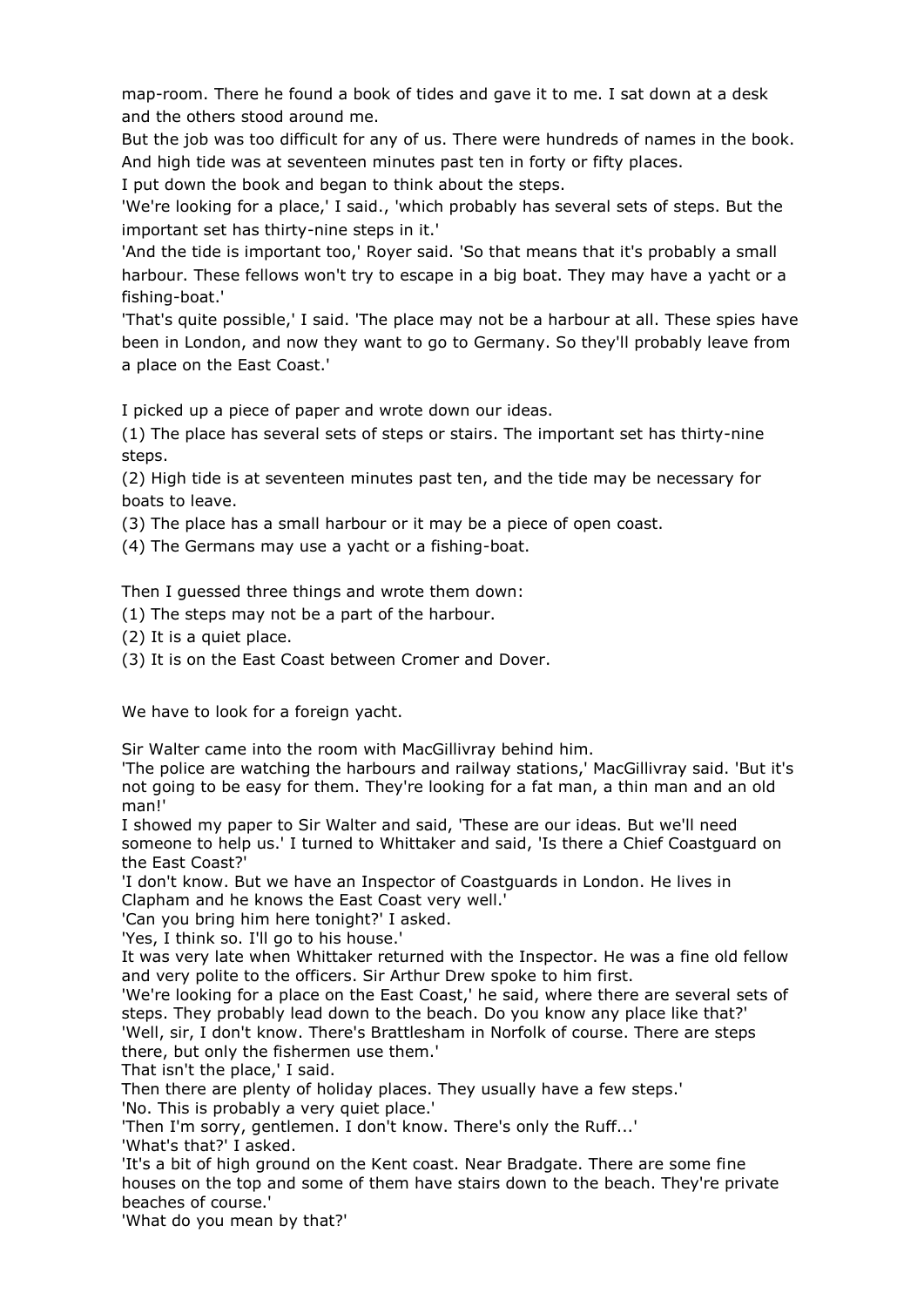map-room. There he found a book of tides and gave it to me. I sat down at a desk and the others stood around me.

But the job was too difficult for any of us. There were hundreds of names in the book. And high tide was at seventeen minutes past ten in forty or fifty places.

I put down the book and began to think about the steps.

'We're looking for a place,' I said., 'which probably has several sets of steps. But the important set has thirty-nine steps in it.'

'And the tide is important too,' Royer said. 'So that means that it's probably a small harbour. These fellows won't try to escape in a big boat. They may have a yacht or a fishing-boat.'

'That's quite possible,' I said. 'The place may not be a harbour at all. These spies have been in London, and now they want to go to Germany. So they'll probably leave from a place on the East Coast.'

I picked up a piece of paper and wrote down our ideas.

(1) The place has several sets of steps or stairs. The important set has thirty-nine steps.

(2) High tide is at seventeen minutes past ten, and the tide may be necessary for boats to leave.

(3) The place has a small harbour or it may be a piece of open coast.

(4) The Germans may use a yacht or a fishing-boat.

Then I guessed three things and wrote them down:

(1) The steps may not be a part of the harbour.

(2) It is a quiet place.

(3) It is on the East Coast between Cromer and Dover.

We have to look for a foreign yacht.

Sir Walter came into the room with MacGillivray behind him.

'The police are watching the harbours and railway stations,' MacGillivray said. 'But it's not going to be easy for them. They're looking for a fat man, a thin man and an old man!'

I showed my paper to Sir Walter and said, 'These are our ideas. But we'll need someone to help us.' I turned to Whittaker and said, 'Is there a Chief Coastguard on the East Coast?'

'I don't know. But we have an Inspector of Coastguards in London. He lives in Clapham and he knows the East Coast very well.'

'Can you bring him here tonight?' I asked.

'Yes, I think so. I'll go to his house.'

It was very late when Whittaker returned with the Inspector. He was a fine old fellow and very polite to the officers. Sir Arthur Drew spoke to him first.

'We're looking for a place on the East Coast,' he said, where there are several sets of steps. They probably lead down to the beach. Do you know any place like that?'

'Well, sir, I don't know. There's Brattlesham in Norfolk of course. There are steps there, but only the fishermen use them.'

That isn't the place,' I said.

Then there are plenty of holiday places. They usually have a few steps.'

'No. This is probably a very quiet place.'

'Then I'm sorry, gentlemen. I don't know. There's only the Ruff...'

'What's that?' I asked.

'It's a bit of high ground on the Kent coast. Near Bradgate. There are some fine houses on the top and some of them have stairs down to the beach. They're private beaches of course.'

'What do you mean by that?'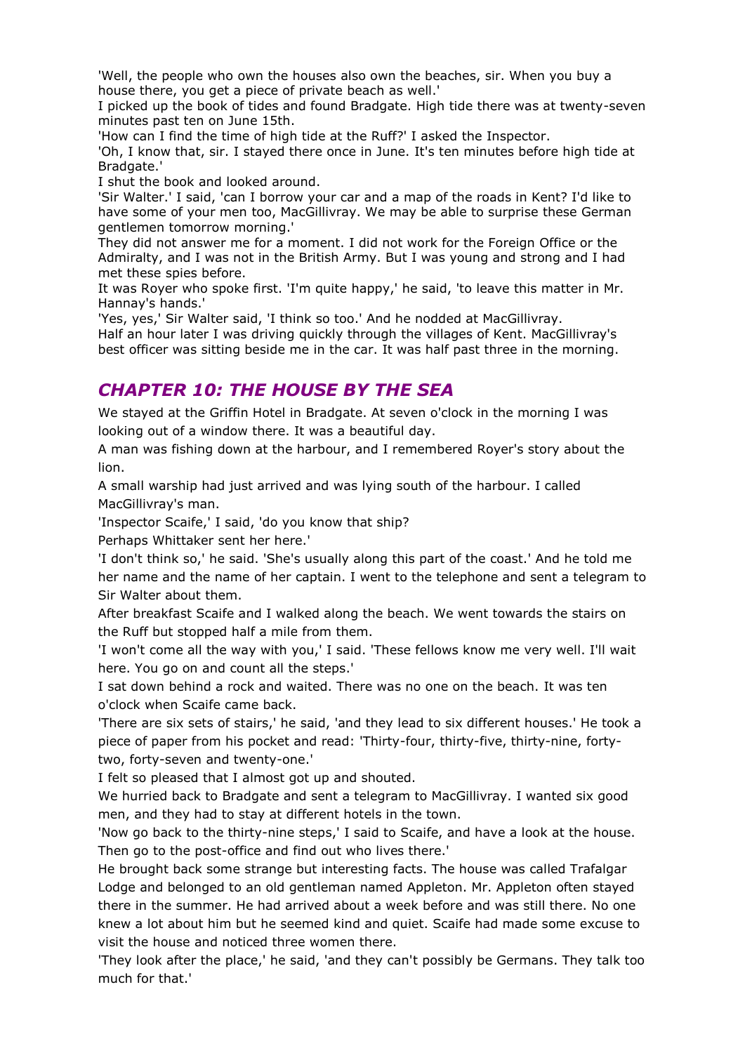'Well, the people who own the houses also own the beaches, sir. When you buy a house there, you get a piece of private beach as well.'

I picked up the book of tides and found Bradgate. High tide there was at twenty-seven minutes past ten on June 15th.

'How can I find the time of high tide at the Ruff?' I asked the Inspector.

'Oh, I know that, sir. I stayed there once in June. It's ten minutes before high tide at Bradgate.'

I shut the book and looked around.

'Sir Walter.' I said, 'can I borrow your car and a map of the roads in Kent? I'd like to have some of your men too, MacGillivray. We may be able to surprise these German gentlemen tomorrow morning.'

They did not answer me for a moment. I did not work for the Foreign Office or the Admiralty, and I was not in the British Army. But I was young and strong and I had met these spies before.

It was Royer who spoke first. 'I'm quite happy,' he said, 'to leave this matter in Mr. Hannay's hands.'

'Yes, yes,' Sir Walter said, 'I think so too.' And he nodded at MacGillivray.

Half an hour later I was driving quickly through the villages of Kent. MacGillivray's best officer was sitting beside me in the car. It was half past three in the morning.

## *CHAPTER 10: THE HOUSE BY THE SEA*

We stayed at the Griffin Hotel in Bradgate. At seven o'clock in the morning I was looking out of a window there. It was a beautiful day.

A man was fishing down at the harbour, and I remembered Royer's story about the lion.

A small warship had just arrived and was lying south of the harbour. I called MacGillivray's man.

'Inspector Scaife,' I said, 'do you know that ship?

Perhaps Whittaker sent her here.'

'I don't think so,' he said. 'She's usually along this part of the coast.' And he told me her name and the name of her captain. I went to the telephone and sent a telegram to Sir Walter about them.

After breakfast Scaife and I walked along the beach. We went towards the stairs on the Ruff but stopped half a mile from them.

'I won't come all the way with you,' I said. 'These fellows know me very well. I'll wait here. You go on and count all the steps.'

I sat down behind a rock and waited. There was no one on the beach. It was ten o'clock when Scaife came back.

'There are six sets of stairs,' he said, 'and they lead to six different houses.' He took a piece of paper from his pocket and read: 'Thirty-four, thirty-five, thirty-nine, forty-two, forty-seven and twenty-one.'

I felt so pleased that I almost got up and shouted.

We hurried back to Bradgate and sent a telegram to MacGillivray. I wanted six good men, and they had to stay at different hotels in the town.

'Now go back to the thirty-nine steps,' I said to Scaife, and have a look at the house. Then go to the post-office and find out who lives there.'

He brought back some strange but interesting facts. The house was called Trafalgar Lodge and belonged to an old gentleman named Appleton. Mr. Appleton often stayed there in the summer. He had arrived about a week before and was still there. No one knew a lot about him but he seemed kind and quiet. Scaife had made some excuse to visit the house and noticed three women there.

'They look after the place,' he said, 'and they can't possibly be Germans. They talk too much for that.'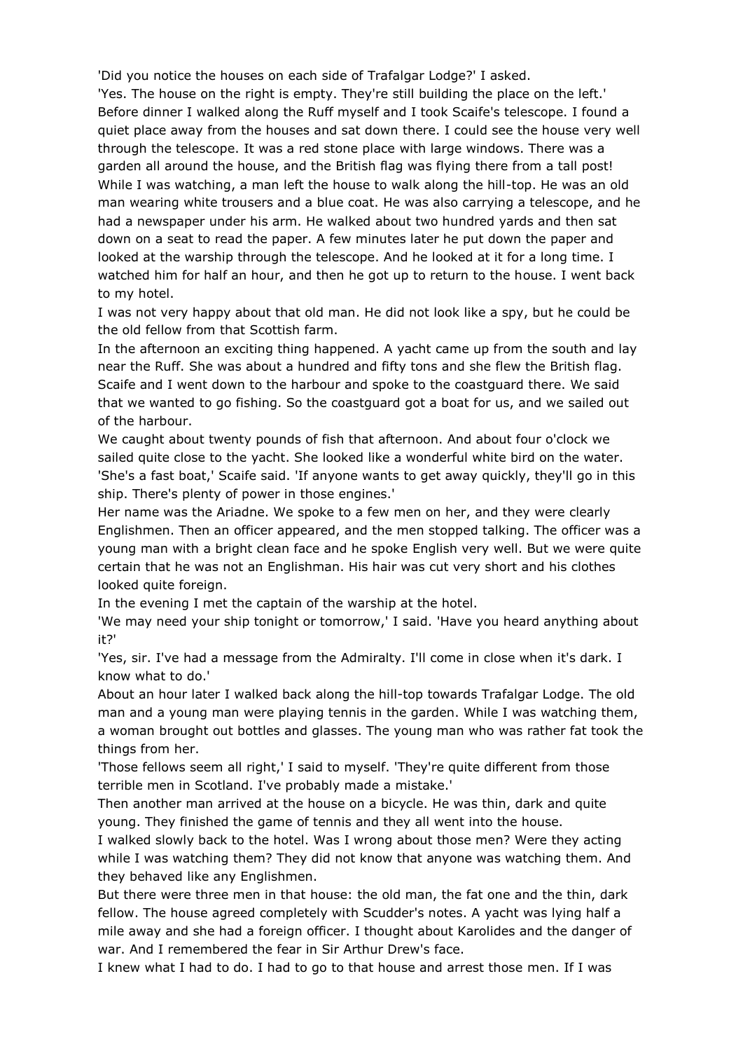'Did you notice the houses on each side of Trafalgar Lodge?' I asked.

'Yes. The house on the right is empty. They're still building the place on the left.'

Before dinner I walked along the Ruff myself and I took Scaife's telescope. I found a quiet place away from the houses and sat down there. I could see the house very well through the telescope. It was a red stone place with large windows. There was a garden all around the house, and the British flag was flying there from a tall post!

While I was watching, a man left the house to walk along the hill-top. He was an old man wearing white trousers and a blue coat. He was also carrying a telescope, and he had a newspaper under his arm. He walked about two hundred yards and then sat down on a seat to read the paper. A few minutes later he put down the paper and looked at the warship through the telescope. And he looked at it for a long time. I watched him for half an hour, and then he got up to return to the house. I went back to my hotel.

I was not very happy about that old man. He did not look like a spy, but he could be the old fellow from that Scottish farm.

In the afternoon an exciting thing happened. A yacht came up from the south and lay near the Ruff. She was about a hundred and fifty tons and she flew the British flag. Scaife and I went down to the harbour and spoke to the coastguard there. We said that we wanted to go fishing. So the coastguard got a boat for us, and we sailed out of the harbour.

We caught about twenty pounds of fish that afternoon. And about four o'clock we sailed quite close to the yacht. She looked like a wonderful white bird on the water.

'She's a fast boat,' Scaife said. 'If anyone wants to get away quickly, they'll go in this ship. There's plenty of power in those engines.'

Her name was the Ariadne. We spoke to a few men on her, and they were clearly Englishmen. Then an officer appeared, and the men stopped talking. The officer was a young man with a bright clean face and he spoke English very well. But we were quite certain that he was not an Englishman. His hair was cut very short and his clothes looked quite foreign.

In the evening I met the captain of the warship at the hotel.

'We may need your ship tonight or tomorrow,' I said. 'Have you heard anything about it?'

'Yes, sir. I've had a message from the Admiralty. I'll come in close when it's dark. I know what to do.'

About an hour later I walked back along the hill-top towards Trafalgar Lodge. The old man and a young man were playing tennis in the garden. While I was watching them, a woman brought out bottles and glasses. The young man who was rather fat took the things from her.

'Those fellows seem all right,' I said to myself. 'They're quite different from those terrible men in Scotland. I've probably made a mistake.'

Then another man arrived at the house on a bicycle. He was thin, dark and quite young. They finished the game of tennis and they all went into the house.

I walked slowly back to the hotel. Was I wrong about those men? Were they acting while I was watching them? They did not know that anyone was watching them. And they behaved like any Englishmen.

But there were three men in that house: the old man, the fat one and the thin, dark fellow. The house agreed completely with Scudder's notes. A yacht was lying half a mile away and she had a foreign officer. I thought about Karolides and the danger of war. And I remembered the fear in Sir Arthur Drew's face.

I knew what I had to do. I had to go to that house and arrest those men. If I was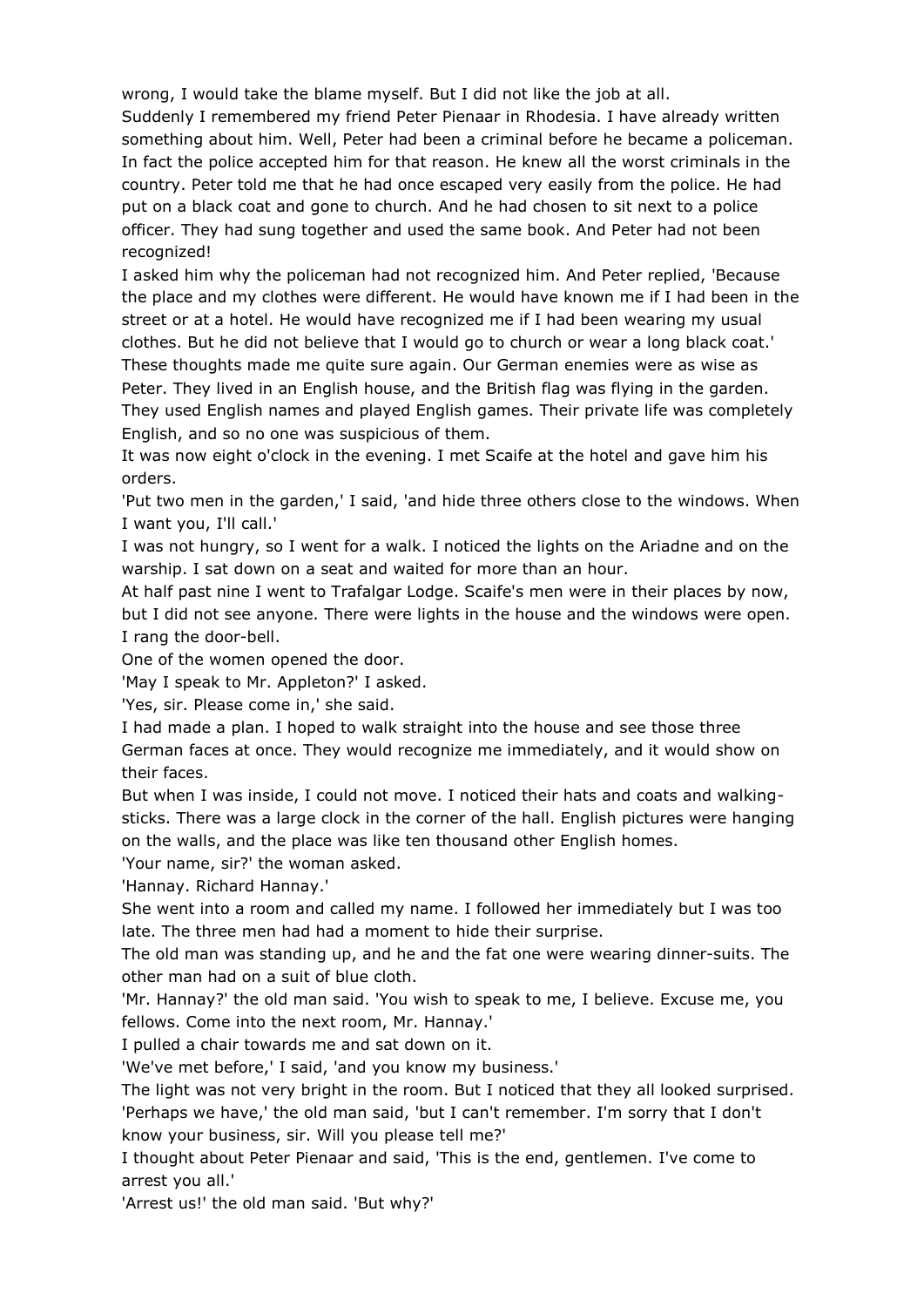wrong, I would take the blame myself. But I did not like the job at all.

Suddenly I remembered my friend Peter Pienaar in Rhodesia. I have already written something about him. Well, Peter had been a criminal before he became a policeman. In fact the police accepted him for that reason. He knew all the worst criminals in the country. Peter told me that he had once escaped very easily from the police. He had put on a black coat and gone to church. And he had chosen to sit next to a police officer. They had sung together and used the same book. And Peter had not been recognized!

I asked him why the policeman had not recognized him. And Peter replied, 'Because the place and my clothes were different. He would have known me if I had been in the street or at a hotel. He would have recognized me if I had been wearing my usual clothes. But he did not believe that I would go to church or wear a long black coat.'

These thoughts made me quite sure again. Our German enemies were as wise as Peter. They lived in an English house, and the British flag was flying in the garden. They used English names and played English games. Their private life was completely English, and so no one was suspicious of them.

It was now eight o'clock in the evening. I met Scaife at the hotel and gave him his orders.

'Put two men in the garden,' I said, 'and hide three others close to the windows. When I want you, I'll call.'

I was not hungry, so I went for a walk. I noticed the lights on the Ariadne and on the warship. I sat down on a seat and waited for more than an hour.

At half past nine I went to Trafalgar Lodge. Scaife's men were in their places by now, but I did not see anyone. There were lights in the house and the windows were open. I rang the door-bell.

One of the women opened the door.

'May I speak to Mr. Appleton?' I asked.

'Yes, sir. Please come in,' she said.

I had made a plan. I hoped to walk straight into the house and see those three German faces at once. They would recognize me immediately, and it would show on their faces.

But when I was inside, I could not move. I noticed their hats and coats and walking-sticks. There was a large clock in the corner of the hall. English pictures were hanging on the walls, and the place was like ten thousand other English homes.

'Your name, sir?' the woman asked.

'Hannay. Richard Hannay.'

She went into a room and called my name. I followed her immediately but I was too late. The three men had had a moment to hide their surprise.

The old man was standing up, and he and the fat one were wearing dinner-suits. The other man had on a suit of blue cloth.

'Mr. Hannay?' the old man said. 'You wish to speak to me, I believe. Excuse me, you fellows. Come into the next room, Mr. Hannay.'

I pulled a chair towards me and sat down on it.

'We've met before,' I said, 'and you know my business.'

The light was not very bright in the room. But I noticed that they all looked surprised.

'Perhaps we have,' the old man said, 'but I can't remember. I'm sorry that I don't know your business, sir. Will you please tell me?'

I thought about Peter Pienaar and said, 'This is the end, gentlemen. I've come to arrest you all.'

'Arrest us!' the old man said. 'But why?'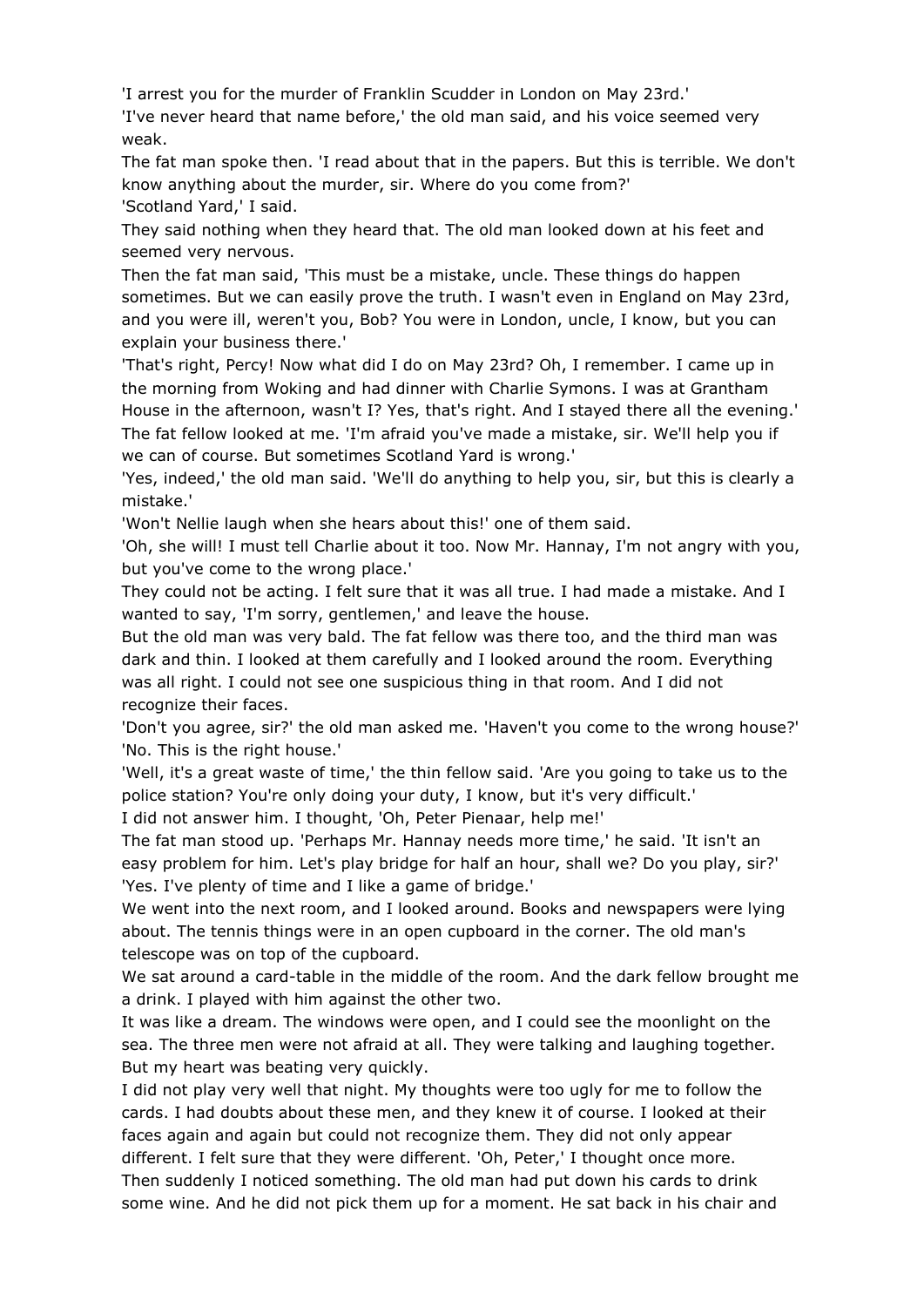'I arrest you for the murder of Franklin Scudder in London on May 23rd.'

'I've never heard that name before,' the old man said, and his voice seemed very weak.

The fat man spoke then. 'I read about that in the papers. But this is terrible. We don't know anything about the murder, sir. Where do you come from?'

'Scotland Yard,' I said.

They said nothing when they heard that. The old man looked down at his feet and seemed very nervous.

Then the fat man said, 'This must be a mistake, uncle. These things do happen sometimes. But we can easily prove the truth. I wasn't even in England on May 23rd, and you were ill, weren't you, Bob? You were in London, uncle, I know, but you can explain your business there.'

'That's right, Percy! Now what did I do on May 23rd? Oh, I remember. I came up in the morning from Woking and had dinner with Charlie Symons. I was at Grantham House in the afternoon, wasn't I? Yes, that's right. And I stayed there all the evening.'

The fat fellow looked at me. 'I'm afraid you've made a mistake, sir. We'll help you if we can of course. But sometimes Scotland Yard is wrong.'

'Yes, indeed,' the old man said. 'We'll do anything to help you, sir, but this is clearly a mistake.'

'Won't Nellie laugh when she hears about this!' one of them said.

'Oh, she will! I must tell Charlie about it too. Now Mr. Hannay, I'm not angry with you, but you've come to the wrong place.'

They could not be acting. I felt sure that it was all true. I had made a mistake. And I wanted to say, 'I'm sorry, gentlemen,' and leave the house.

But the old man was very bald. The fat fellow was there too, and the third man was dark and thin. I looked at them carefully and I looked around the room. Everything was all right. I could not see one suspicious thing in that room. And I did not recognize their faces.

'Don't you agree, sir?' the old man asked me. 'Haven't you come to the wrong house?'

'No. This is the right house.'

'Well, it's a great waste of time,' the thin fellow said. 'Are you going to take us to the police station? You're only doing your duty, I know, but it's very difficult.'

I did not answer him. I thought, 'Oh, Peter Pienaar, help me!'

The fat man stood up. 'Perhaps Mr. Hannay needs more time,' he said. 'It isn't an easy problem for him. Let's play bridge for half an hour, shall we? Do you play, sir?'

'Yes. I've plenty of time and I like a game of bridge.'

We went into the next room, and I looked around. Books and newspapers were lying about. The tennis things were in an open cupboard in the corner. The old man's telescope was on top of the cupboard.

We sat around a card-table in the middle of the room. And the dark fellow brought me a drink. I played with him against the other two.

It was like a dream. The windows were open, and I could see the moonlight on the sea. The three men were not afraid at all. They were talking and laughing together. But my heart was beating very quickly.

I did not play very well that night. My thoughts were too ugly for me to follow the cards. I had doubts about these men, and they knew it of course. I looked at their faces again and again but could not recognize them. They did not only appear different. I felt sure that they were different. 'Oh, Peter,' I thought once more.

Then suddenly I noticed something. The old man had put down his cards to drink some wine. And he did not pick them up for a moment. He sat back in his chair and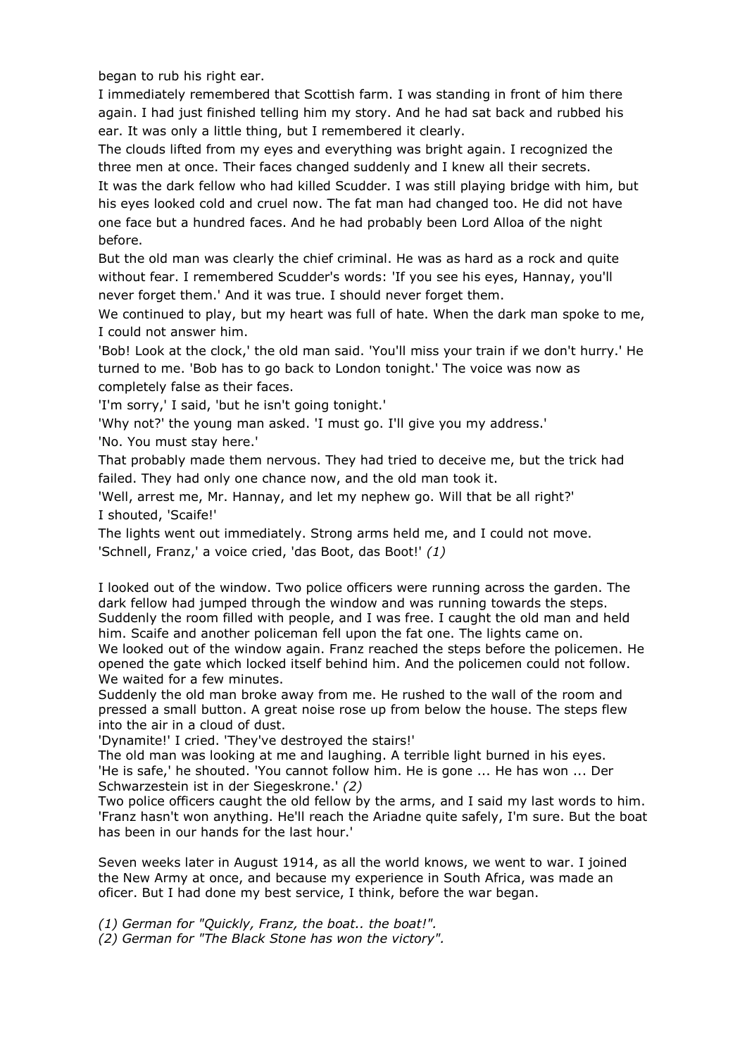began to rub his right ear.

I immediately remembered that Scottish farm. I was standing in front of him there again. I had just finished telling him my story. And he had sat back and rubbed his ear. It was only a little thing, but I remembered it clearly.

The clouds lifted from my eyes and everything was bright again. I recognized the three men at once. Their faces changed suddenly and I knew all their secrets.

It was the dark fellow who had killed Scudder. I was still playing bridge with him, but his eyes looked cold and cruel now. The fat man had changed too. He did not have one face but a hundred faces. And he had probably been Lord Alloa of the night before.

But the old man was clearly the chief criminal. He was as hard as a rock and quite without fear. I remembered Scudder's words: 'If you see his eyes, Hannay, you'll never forget them.' And it was true. I should never forget them.

We continued to play, but my heart was full of hate. When the dark man spoke to me, I could not answer him.

'Bob! Look at the clock,' the old man said. 'You'll miss your train if we don't hurry.' He turned to me. 'Bob has to go back to London tonight.' The voice was now as completely false as their faces.

'I'm sorry,' I said, 'but he isn't going tonight.'

'Why not?' the young man asked. 'I must go. I'll give you my address.'

'No. You must stay here.'

That probably made them nervous. They had tried to deceive me, but the trick had failed. They had only one chance now, and the old man took it.

'Well, arrest me, Mr. Hannay, and let my nephew go. Will that be all right?'

I shouted, 'Scaife!'

The lights went out immediately. Strong arms held me, and I could not move.

'Schnell, Franz,' a voice cried, 'das Boot, das Boot!' *(1)*

I looked out of the window. Two police officers were running across the garden. The dark fellow had jumped through the window and was running towards the steps. Suddenly the room filled with people, and I was free. I caught the old man and held him. Scaife and another policeman fell upon the fat one. The lights came on.

We looked out of the window again. Franz reached the steps before the policemen. He opened the gate which locked itself behind him. And the policemen could not follow. We waited for a few minutes.

Suddenly the old man broke away from me. He rushed to the wall of the room and pressed a small button. A great noise rose up from below the house. The steps flew into the air in a cloud of dust.

'Dynamite!' I cried. 'They've destroyed the stairs!'

The old man was looking at me and laughing. A terrible light burned in his eyes.

'He is safe,' he shouted. 'You cannot follow him. He is gone ... He has won ... Der Schwarzestein ist in der Siegeskrone.' *(2)*

Two police officers caught the old fellow by the arms, and I said my last words to him. 'Franz hasn't won anything. He'll reach the Ariadne quite safely, I'm sure. But the boat has been in our hands for the last hour.'

Seven weeks later in August 1914, as all the world knows, we went to war. I joined the New Army at once, and because my experience in South Africa, was made an oficer. But I had done my best service, I think, before the war began.

*(1) German for "Quickly, Franz, the boat.. the boat!".*

*(2) German for "The Black Stone has won the victory".*